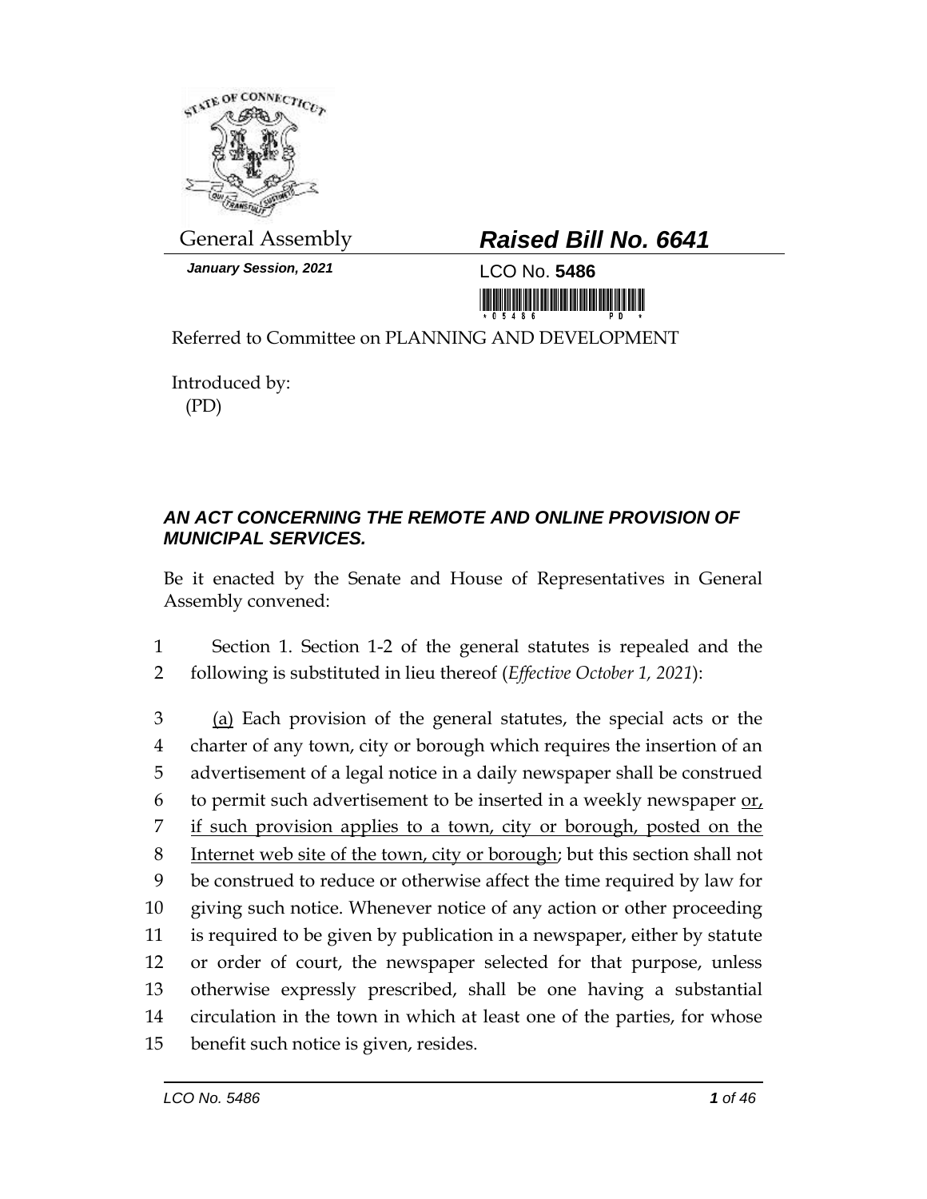General Assembly

**January Session, 2021**

# *Raised Bill No. 6641*

LCO No. **5486**

Referred to Committee on PLANNING AND DEVELOPMENT

Introduced by:
(PD)

## *AN ACT CONCERNING THE REMOTE AND ONLINE PROVISION OF MUNICIPAL SERVICES.*

Be it enacted by the Senate and House of Representatives in General Assembly convened:

1 Section 1. Section 1-2 of the general statutes is repealed and the
2 following is substituted in lieu thereof (*Effective October 1, 2021*):

3 <u>(a)</u> Each provision of the general statutes, the special acts or the
4 charter of any town, city or borough which requires the insertion of an
5 advertisement of a legal notice in a daily newspaper shall be construed
6 to permit such advertisement to be inserted in a weekly newspaper <u>or,</u>
7 <u>if such provision applies to a town, city or borough, posted on the</u>
8 <u>Internet web site of the town, city or borough</u>; but this section shall not
9 be construed to reduce or otherwise affect the time required by law for
10 giving such notice. Whenever notice of any action or other proceeding
11 is required to be given by publication in a newspaper, either by statute
12 or order of court, the newspaper selected for that purpose, unless
13 otherwise expressly prescribed, shall be one having a substantial
14 circulation in the town in which at least one of the parties, for whose
15 benefit such notice is given, resides.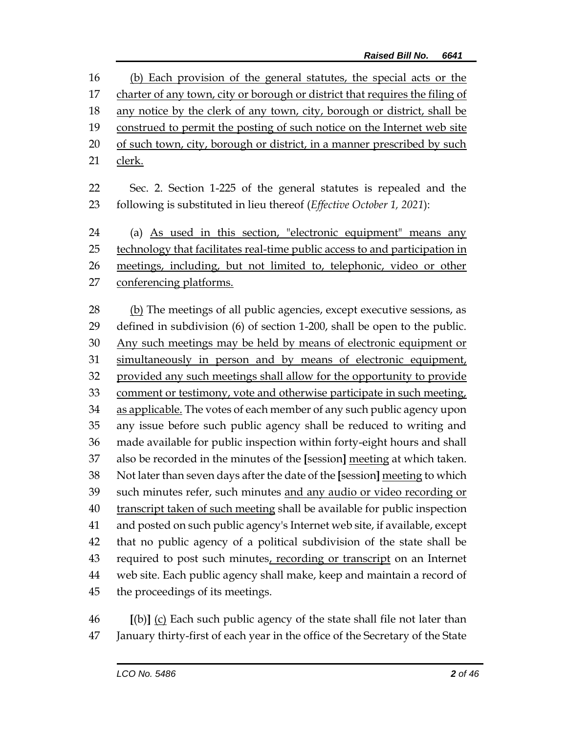(b) Each provision of the general statutes, the special acts or the charter of any town, city or borough or district that requires the filing of any notice by the clerk of any town, city, borough or district, shall be construed to permit the posting of such notice on the Internet web site of such town, city, borough or district, in a manner prescribed by such clerk.

Sec. 2. Section 1-225 of the general statutes is repealed and the following is substituted in lieu thereof (*Effective October 1, 2021*):

(a) As used in this section, "electronic equipment" means any technology that facilitates real-time public access to and participation in meetings, including, but not limited to, telephonic, video or other conferencing platforms.

(b) The meetings of all public agencies, except executive sessions, as defined in subdivision (6) of section 1-200, shall be open to the public. Any such meetings may be held by means of electronic equipment or simultaneously in person and by means of electronic equipment, provided any such meetings shall allow for the opportunity to provide comment or testimony, vote and otherwise participate in such meeting, as applicable. The votes of each member of any such public agency upon any issue before such public agency shall be reduced to writing and made available for public inspection within forty-eight hours and shall also be recorded in the minutes of the [session] meeting at which taken. Not later than seven days after the date of the [session] meeting to which such minutes refer, such minutes and any audio or video recording or transcript taken of such meeting shall be available for public inspection and posted on such public agency's Internet web site, if available, except that no public agency of a political subdivision of the state shall be required to post such minutes, recording or transcript on an Internet web site. Each public agency shall make, keep and maintain a record of the proceedings of its meetings.

[(b)] (c) Each such public agency of the state shall file not later than January thirty-first of each year in the office of the Secretary of the State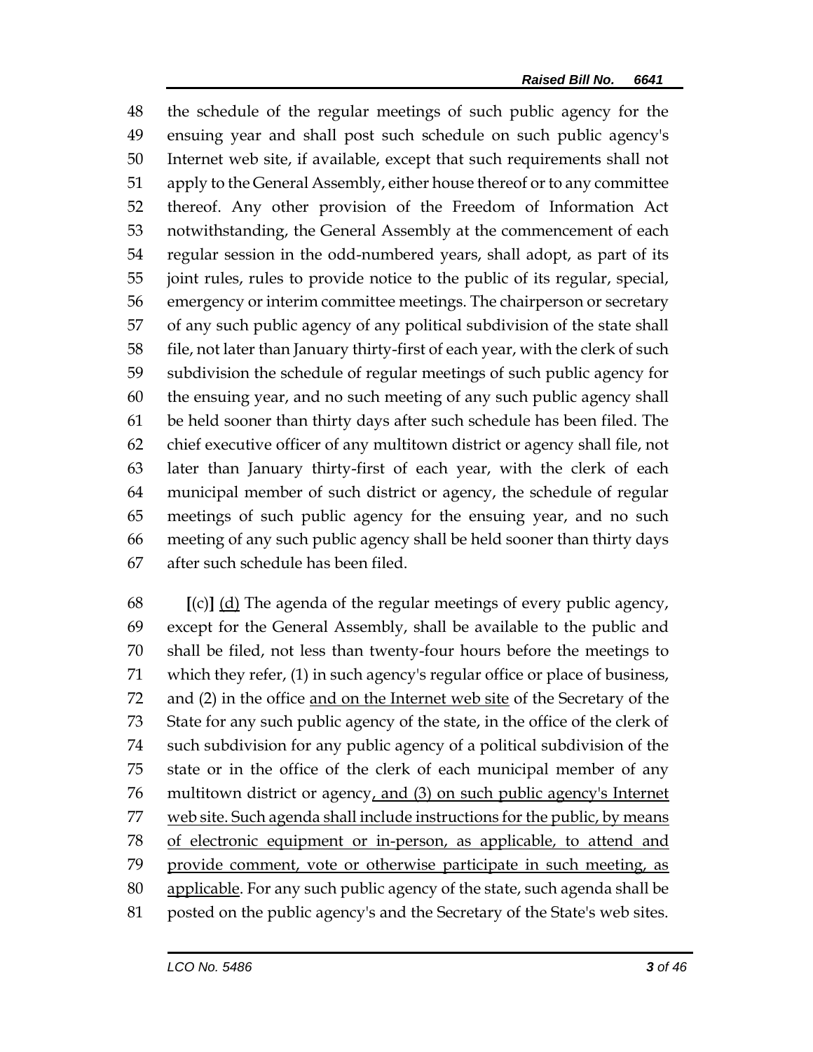the schedule of the regular meetings of such public agency for the ensuing year and shall post such schedule on such public agency's Internet web site, if available, except that such requirements shall not apply to the General Assembly, either house thereof or to any committee thereof. Any other provision of the Freedom of Information Act notwithstanding, the General Assembly at the commencement of each regular session in the odd-numbered years, shall adopt, as part of its joint rules, rules to provide notice to the public of its regular, special, emergency or interim committee meetings. The chairperson or secretary of any such public agency of any political subdivision of the state shall file, not later than January thirty-first of each year, with the clerk of such subdivision the schedule of regular meetings of such public agency for the ensuing year, and no such meeting of any such public agency shall be held sooner than thirty days after such schedule has been filed. The chief executive officer of any multitown district or agency shall file, not later than January thirty-first of each year, with the clerk of each municipal member of such district or agency, the schedule of regular meetings of such public agency for the ensuing year, and no such meeting of any such public agency shall be held sooner than thirty days after such schedule has been filed.

**[**(c)**]** <u>(d)</u> The agenda of the regular meetings of every public agency, except for the General Assembly, shall be available to the public and shall be filed, not less than twenty-four hours before the meetings to which they refer, (1) in such agency's regular office or place of business, and (2) in the office <u>and on the Internet web site</u> of the Secretary of the State for any such public agency of the state, in the office of the clerk of such subdivision for any public agency of a political subdivision of the state or in the office of the clerk of each municipal member of any multitown district or agency<u>, and (3) on such public agency's Internet web site. Such agenda shall include instructions for the public, by means of electronic equipment or in-person, as applicable, to attend and provide comment, vote or otherwise participate in such meeting, as applicable</u>. For any such public agency of the state, such agenda shall be posted on the public agency's and the Secretary of the State's web sites.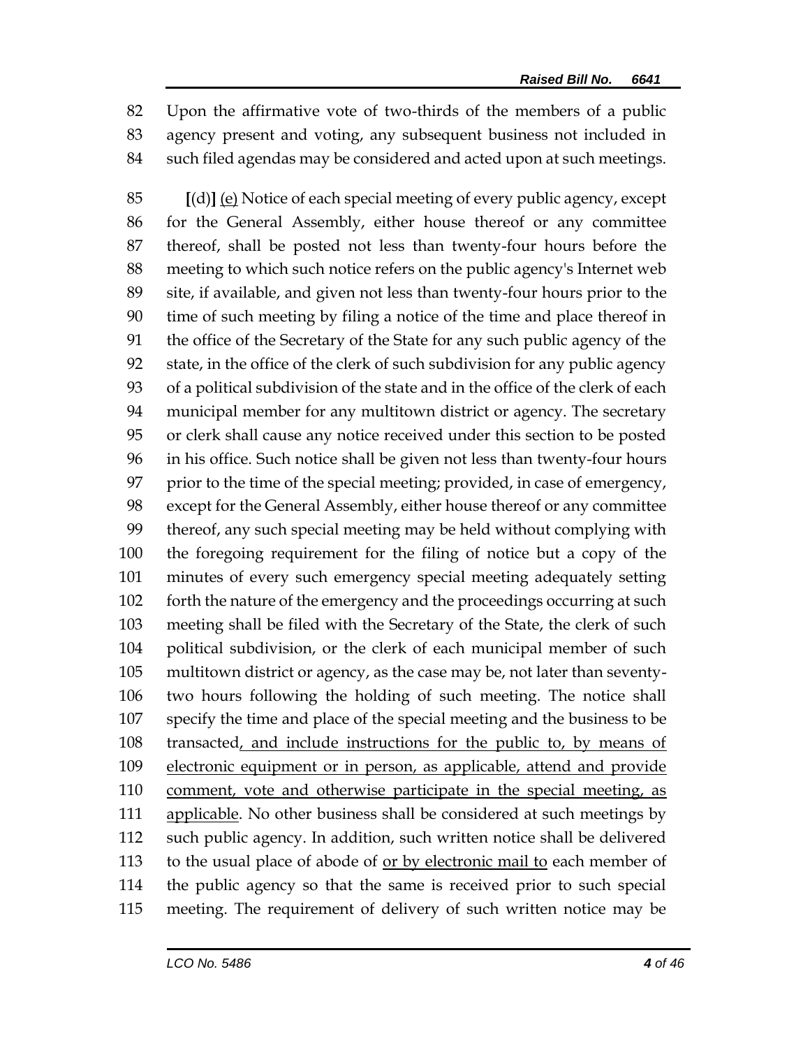82 Upon the affirmative vote of two-thirds of the members of a public
83 agency present and voting, any subsequent business not included in
84 such filed agendas may be considered and acted upon at such meetings.

85 **[**(d)**]** <u>(e)</u> Notice of each special meeting of every public agency, except
86 for the General Assembly, either house thereof or any committee
87 thereof, shall be posted not less than twenty-four hours before the
88 meeting to which such notice refers on the public agency's Internet web
89 site, if available, and given not less than twenty-four hours prior to the
90 time of such meeting by filing a notice of the time and place thereof in
91 the office of the Secretary of the State for any such public agency of the
92 state, in the office of the clerk of such subdivision for any public agency
93 of a political subdivision of the state and in the office of the clerk of each
94 municipal member for any multitown district or agency. The secretary
95 or clerk shall cause any notice received under this section to be posted
96 in his office. Such notice shall be given not less than twenty-four hours
97 prior to the time of the special meeting; provided, in case of emergency,
98 except for the General Assembly, either house thereof or any committee
99 thereof, any such special meeting may be held without complying with
100 the foregoing requirement for the filing of notice but a copy of the
101 minutes of every such emergency special meeting adequately setting
102 forth the nature of the emergency and the proceedings occurring at such
103 meeting shall be filed with the Secretary of the State, the clerk of such
104 political subdivision, or the clerk of each municipal member of such
105 multitown district or agency, as the case may be, not later than seventy-
106 two hours following the holding of such meeting. The notice shall
107 specify the time and place of the special meeting and the business to be
108 transacted<u>, and include instructions for the public to, by means of</u>
109 <u>electronic equipment or in person, as applicable, attend and provide</u>
110 <u>comment, vote and otherwise participate in the special meeting, as</u>
111 <u>applicable</u>. No other business shall be considered at such meetings by
112 such public agency. In addition, such written notice shall be delivered
113 to the usual place of abode of <u>or by electronic mail to</u> each member of
114 the public agency so that the same is received prior to such special
115 meeting. The requirement of delivery of such written notice may be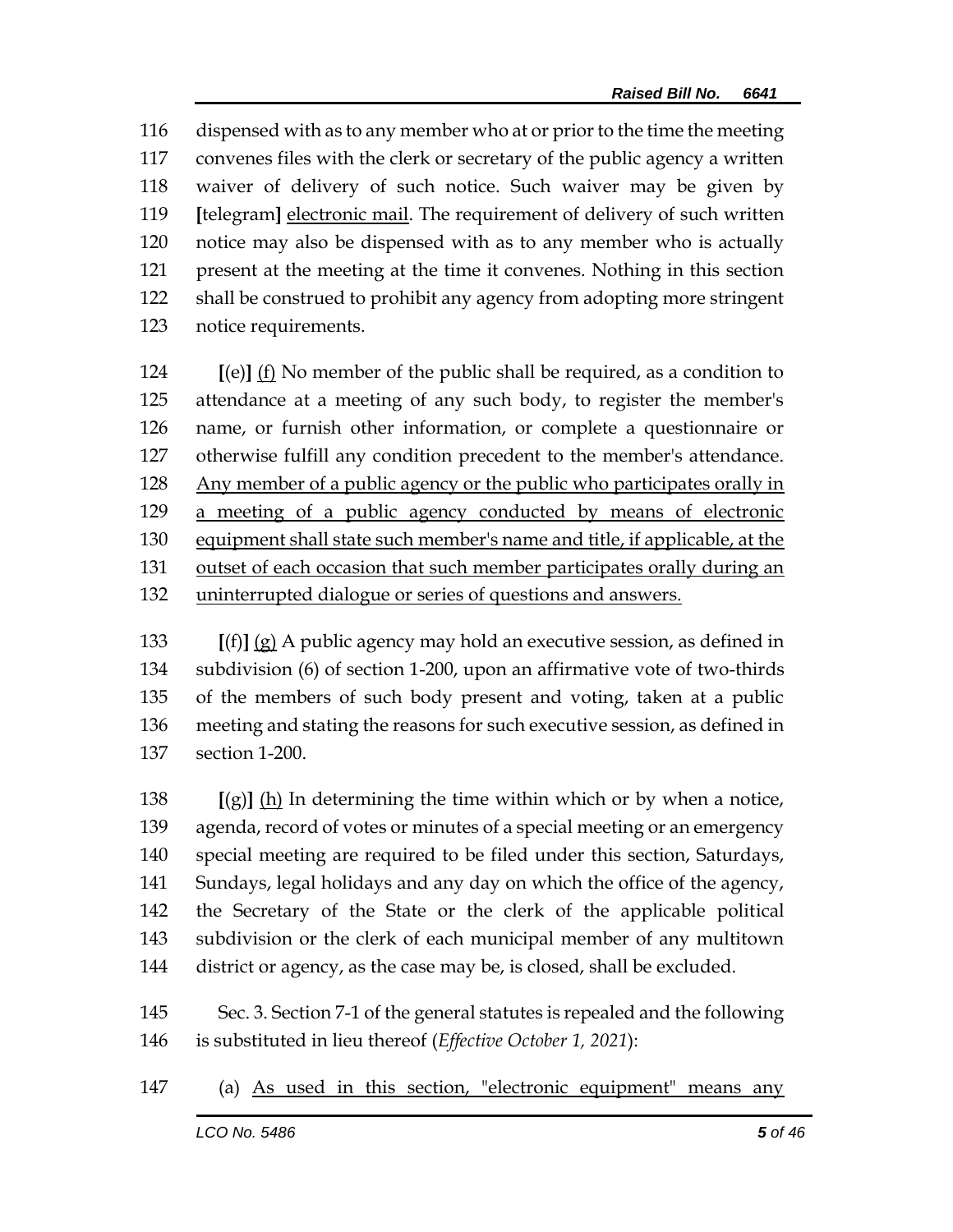116 dispensed with as to any member who at or prior to the time the meeting
117 convenes files with the clerk or secretary of the public agency a written
118 waiver of delivery of such notice. Such waiver may be given by
119 **[**telegram**]** <u>electronic mail</u>. The requirement of delivery of such written
120 notice may also be dispensed with as to any member who is actually
121 present at the meeting at the time it convenes. Nothing in this section
122 shall be construed to prohibit any agency from adopting more stringent
123 notice requirements.

124 **[**(e)**]** <u>(f)</u> No member of the public shall be required, as a condition to
125 attendance at a meeting of any such body, to register the member's
126 name, or furnish other information, or complete a questionnaire or
127 otherwise fulfill any condition precedent to the member's attendance.
128 <u>Any member of a public agency or the public who participates orally in</u>
129 <u>a meeting of a public agency conducted by means of electronic</u>
130 <u>equipment shall state such member's name and title, if applicable, at the</u>
131 <u>outset of each occasion that such member participates orally during an</u>
132 <u>uninterrupted dialogue or series of questions and answers.</u>

133 **[**(f)**]** <u>(g)</u> A public agency may hold an executive session, as defined in
134 subdivision (6) of section 1-200, upon an affirmative vote of two-thirds
135 of the members of such body present and voting, taken at a public
136 meeting and stating the reasons for such executive session, as defined in
137 section 1-200.

138 **[**(g)**]** <u>(h)</u> In determining the time within which or by when a notice,
139 agenda, record of votes or minutes of a special meeting or an emergency
140 special meeting are required to be filed under this section, Saturdays,
141 Sundays, legal holidays and any day on which the office of the agency,
142 the Secretary of the State or the clerk of the applicable political
143 subdivision or the clerk of each municipal member of any multitown
144 district or agency, as the case may be, is closed, shall be excluded.

145 Sec. 3. Section 7-1 of the general statutes is repealed and the following
146 is substituted in lieu thereof (*Effective October 1, 2021*):

147 (a) <u>As used in this section, "electronic equipment" means any</u>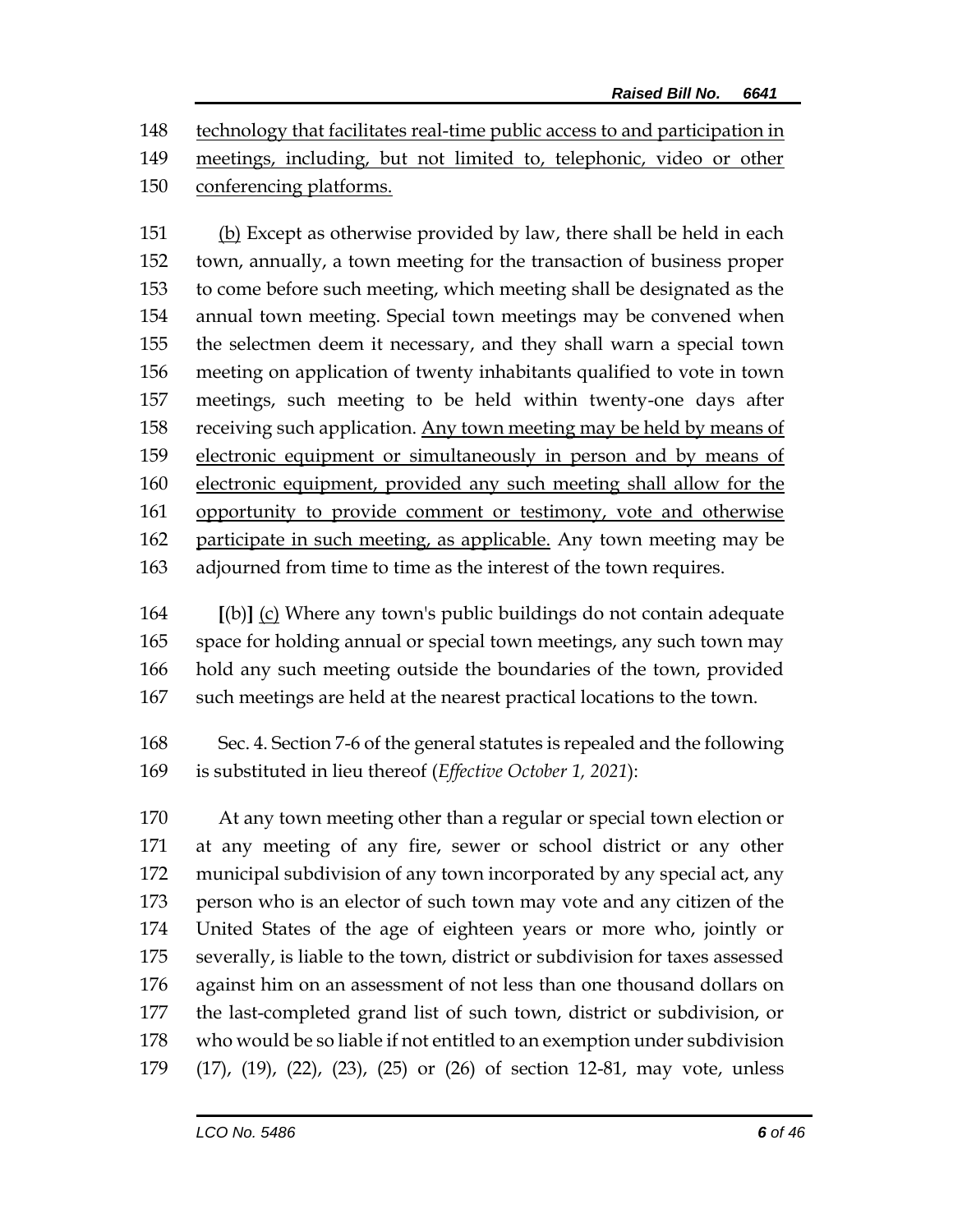technology that facilitates real-time public access to and participation in meetings, including, but not limited to, telephonic, video or other conferencing platforms.

(b) Except as otherwise provided by law, there shall be held in each town, annually, a town meeting for the transaction of business proper to come before such meeting, which meeting shall be designated as the annual town meeting. Special town meetings may be convened when the selectmen deem it necessary, and they shall warn a special town meeting on application of twenty inhabitants qualified to vote in town meetings, such meeting to be held within twenty-one days after receiving such application. Any town meeting may be held by means of electronic equipment or simultaneously in person and by means of electronic equipment, provided any such meeting shall allow for the opportunity to provide comment or testimony, vote and otherwise participate in such meeting, as applicable. Any town meeting may be adjourned from time to time as the interest of the town requires.

[(b)] (c) Where any town's public buildings do not contain adequate space for holding annual or special town meetings, any such town may hold any such meeting outside the boundaries of the town, provided such meetings are held at the nearest practical locations to the town.

Sec. 4. Section 7-6 of the general statutes is repealed and the following is substituted in lieu thereof (*Effective October 1, 2021*):

At any town meeting other than a regular or special town election or at any meeting of any fire, sewer or school district or any other municipal subdivision of any town incorporated by any special act, any person who is an elector of such town may vote and any citizen of the United States of the age of eighteen years or more who, jointly or severally, is liable to the town, district or subdivision for taxes assessed against him on an assessment of not less than one thousand dollars on the last-completed grand list of such town, district or subdivision, or who would be so liable if not entitled to an exemption under subdivision (17), (19), (22), (23), (25) or (26) of section 12-81, may vote, unless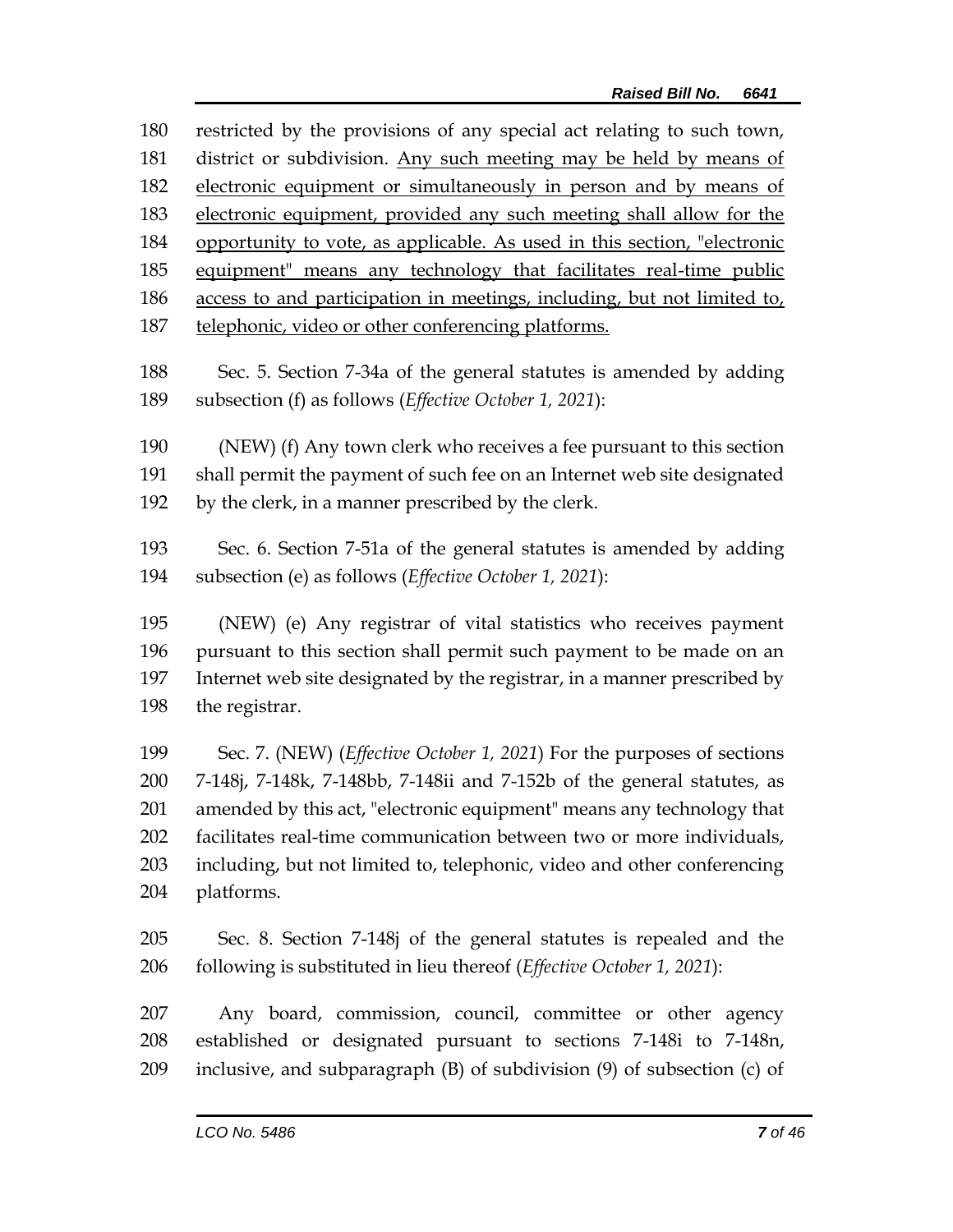restricted by the provisions of any special act relating to such town, district or subdivision. <u>Any such meeting may be held by means of electronic equipment or simultaneously in person and by means of electronic equipment, provided any such meeting shall allow for the opportunity to vote, as applicable. As used in this section, "electronic equipment" means any technology that facilitates real-time public access to and participation in meetings, including, but not limited to, telephonic, video or other conferencing platforms.</u>

Sec. 5. Section 7-34a of the general statutes is amended by adding subsection (f) as follows (*Effective October 1, 2021*):

(NEW) (f) Any town clerk who receives a fee pursuant to this section shall permit the payment of such fee on an Internet web site designated by the clerk, in a manner prescribed by the clerk.

Sec. 6. Section 7-51a of the general statutes is amended by adding subsection (e) as follows (*Effective October 1, 2021*):

(NEW) (e) Any registrar of vital statistics who receives payment pursuant to this section shall permit such payment to be made on an Internet web site designated by the registrar, in a manner prescribed by the registrar.

Sec. 7. (NEW) (*Effective October 1, 2021*) For the purposes of sections 7-148j, 7-148k, 7-148bb, 7-148ii and 7-152b of the general statutes, as amended by this act, "electronic equipment" means any technology that facilitates real-time communication between two or more individuals, including, but not limited to, telephonic, video and other conferencing platforms.

Sec. 8. Section 7-148j of the general statutes is repealed and the following is substituted in lieu thereof (*Effective October 1, 2021*):

Any board, commission, council, committee or other agency established or designated pursuant to sections 7-148i to 7-148n, inclusive, and subparagraph (B) of subdivision (9) of subsection (c) of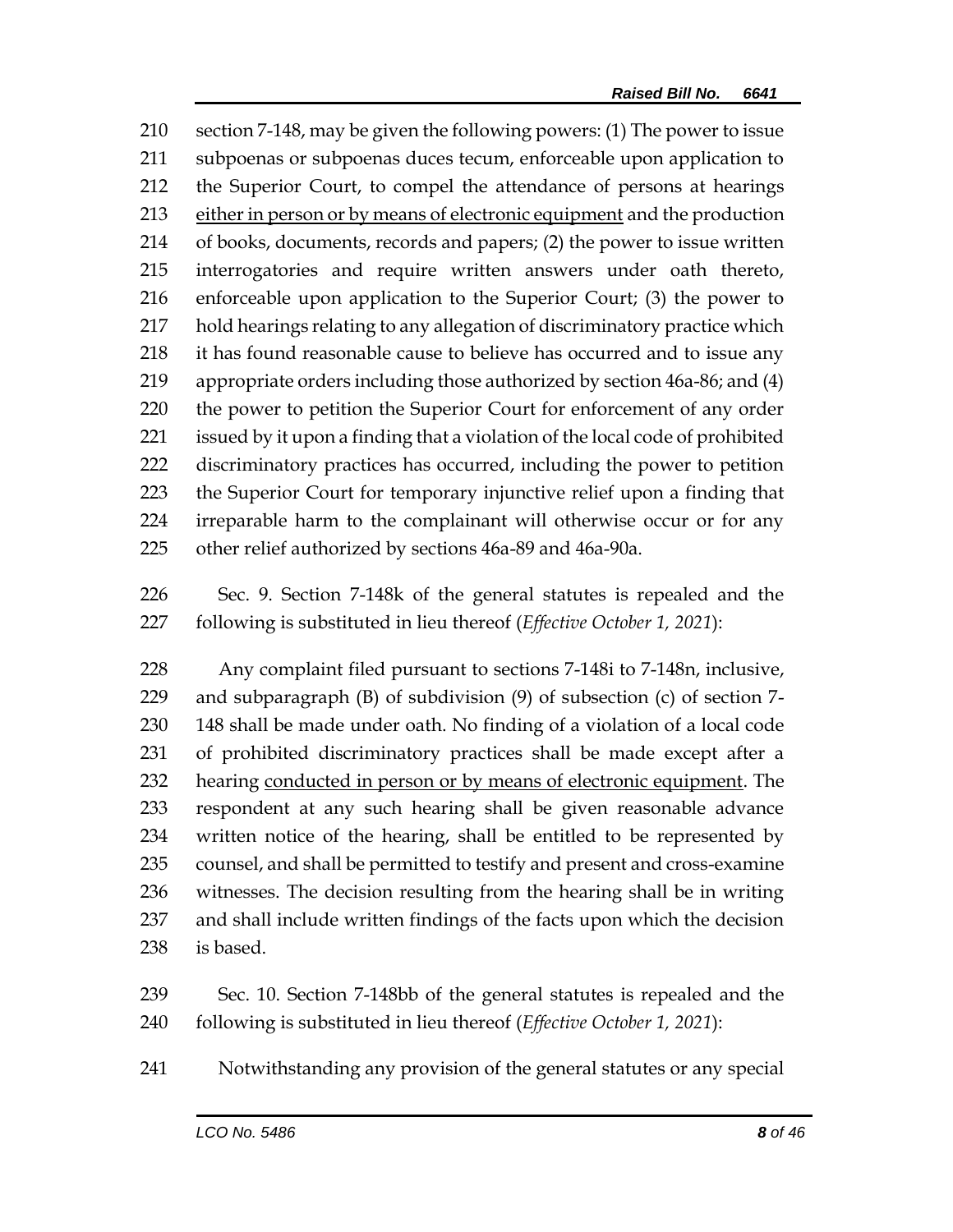section 7-148, may be given the following powers: (1) The power to issue subpoenas or subpoenas duces tecum, enforceable upon application to the Superior Court, to compel the attendance of persons at hearings <u>either in person or by means of electronic equipment</u> and the production of books, documents, records and papers; (2) the power to issue written interrogatories and require written answers under oath thereto, enforceable upon application to the Superior Court; (3) the power to hold hearings relating to any allegation of discriminatory practice which it has found reasonable cause to believe has occurred and to issue any appropriate orders including those authorized by section 46a-86; and (4) the power to petition the Superior Court for enforcement of any order issued by it upon a finding that a violation of the local code of prohibited discriminatory practices has occurred, including the power to petition the Superior Court for temporary injunctive relief upon a finding that irreparable harm to the complainant will otherwise occur or for any other relief authorized by sections 46a-89 and 46a-90a.

Sec. 9. Section 7-148k of the general statutes is repealed and the following is substituted in lieu thereof (*Effective October 1, 2021*):

Any complaint filed pursuant to sections 7-148i to 7-148n, inclusive, and subparagraph (B) of subdivision (9) of subsection (c) of section 7-148 shall be made under oath. No finding of a violation of a local code of prohibited discriminatory practices shall be made except after a hearing <u>conducted in person or by means of electronic equipment</u>. The respondent at any such hearing shall be given reasonable advance written notice of the hearing, shall be entitled to be represented by counsel, and shall be permitted to testify and present and cross-examine witnesses. The decision resulting from the hearing shall be in writing and shall include written findings of the facts upon which the decision is based.

Sec. 10. Section 7-148bb of the general statutes is repealed and the following is substituted in lieu thereof (*Effective October 1, 2021*):

Notwithstanding any provision of the general statutes or any special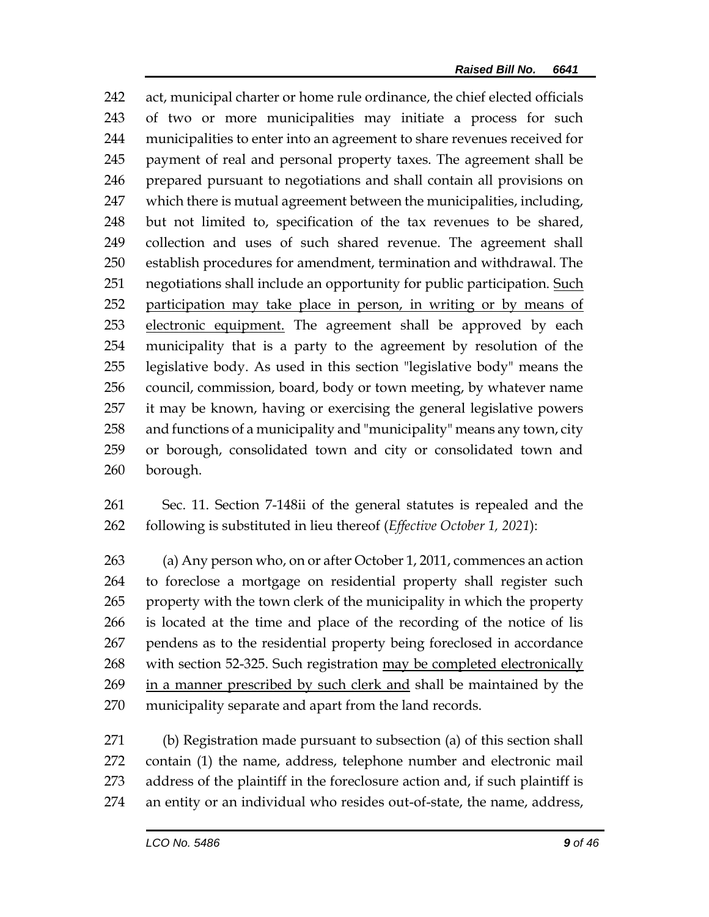act, municipal charter or home rule ordinance, the chief elected officials of two or more municipalities may initiate a process for such municipalities to enter into an agreement to share revenues received for payment of real and personal property taxes. The agreement shall be prepared pursuant to negotiations and shall contain all provisions on which there is mutual agreement between the municipalities, including, but not limited to, specification of the tax revenues to be shared, collection and uses of such shared revenue. The agreement shall establish procedures for amendment, termination and withdrawal. The negotiations shall include an opportunity for public participation. <u>Such participation may take place in person, in writing or by means of electronic equipment.</u> The agreement shall be approved by each municipality that is a party to the agreement by resolution of the legislative body. As used in this section "legislative body" means the council, commission, board, body or town meeting, by whatever name it may be known, having or exercising the general legislative powers and functions of a municipality and "municipality" means any town, city or borough, consolidated town and city or consolidated town and borough.

Sec. 11. Section 7-148ii of the general statutes is repealed and the following is substituted in lieu thereof (*Effective October 1, 2021*):

(a) Any person who, on or after October 1, 2011, commences an action to foreclose a mortgage on residential property shall register such property with the town clerk of the municipality in which the property is located at the time and place of the recording of the notice of lis pendens as to the residential property being foreclosed in accordance with section 52-325. Such registration <u>may be completed electronically in a manner prescribed by such clerk and</u> shall be maintained by the municipality separate and apart from the land records.

(b) Registration made pursuant to subsection (a) of this section shall contain (1) the name, address, telephone number and electronic mail address of the plaintiff in the foreclosure action and, if such plaintiff is an entity or an individual who resides out-of-state, the name, address,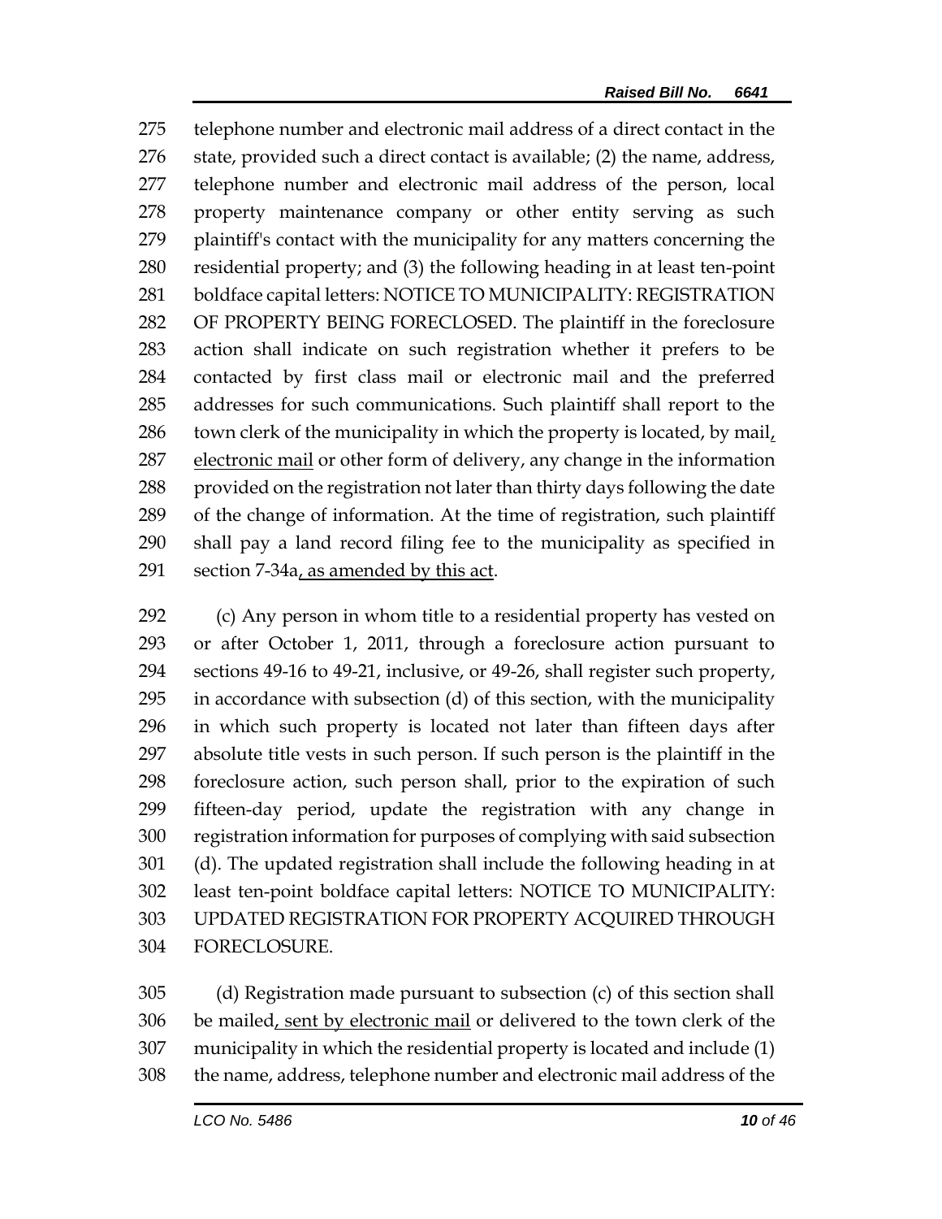telephone number and electronic mail address of a direct contact in the state, provided such a direct contact is available; (2) the name, address, telephone number and electronic mail address of the person, local property maintenance company or other entity serving as such plaintiff's contact with the municipality for any matters concerning the residential property; and (3) the following heading in at least ten-point boldface capital letters: NOTICE TO MUNICIPALITY: REGISTRATION OF PROPERTY BEING FORECLOSED. The plaintiff in the foreclosure action shall indicate on such registration whether it prefers to be contacted by first class mail or electronic mail and the preferred addresses for such communications. Such plaintiff shall report to the town clerk of the municipality in which the property is located, by mail<u>, electronic mail</u> or other form of delivery, any change in the information provided on the registration not later than thirty days following the date of the change of information. At the time of registration, such plaintiff shall pay a land record filing fee to the municipality as specified in section 7-34a<u>, as amended by this act</u>.

(c) Any person in whom title to a residential property has vested on or after October 1, 2011, through a foreclosure action pursuant to sections 49-16 to 49-21, inclusive, or 49-26, shall register such property, in accordance with subsection (d) of this section, with the municipality in which such property is located not later than fifteen days after absolute title vests in such person. If such person is the plaintiff in the foreclosure action, such person shall, prior to the expiration of such fifteen-day period, update the registration with any change in registration information for purposes of complying with said subsection (d). The updated registration shall include the following heading in at least ten-point boldface capital letters: NOTICE TO MUNICIPALITY: UPDATED REGISTRATION FOR PROPERTY ACQUIRED THROUGH FORECLOSURE.

(d) Registration made pursuant to subsection (c) of this section shall be mailed<u>, sent by electronic mail</u> or delivered to the town clerk of the municipality in which the residential property is located and include (1) the name, address, telephone number and electronic mail address of the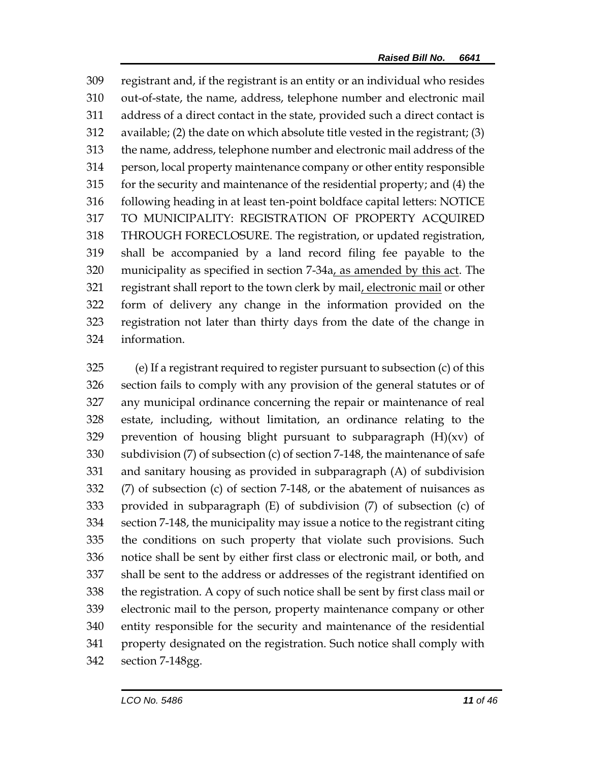309 registrant and, if the registrant is an entity or an individual who resides
310 out-of-state, the name, address, telephone number and electronic mail
311 address of a direct contact in the state, provided such a direct contact is
312 available; (2) the date on which absolute title vested in the registrant; (3)
313 the name, address, telephone number and electronic mail address of the
314 person, local property maintenance company or other entity responsible
315 for the security and maintenance of the residential property; and (4) the
316 following heading in at least ten-point boldface capital letters: NOTICE
317 TO MUNICIPALITY: REGISTRATION OF PROPERTY ACQUIRED
318 THROUGH FORECLOSURE. The registration, or updated registration,
319 shall be accompanied by a land record filing fee payable to the
320 municipality as specified in section 7-34a<u>, as amended by this act</u>. The
321 registrant shall report to the town clerk by mail<u>, electronic mail</u> or other
322 form of delivery any change in the information provided on the
323 registration not later than thirty days from the date of the change in
324 information.

325 (e) If a registrant required to register pursuant to subsection (c) of this
326 section fails to comply with any provision of the general statutes or of
327 any municipal ordinance concerning the repair or maintenance of real
328 estate, including, without limitation, an ordinance relating to the
329 prevention of housing blight pursuant to subparagraph (H)(xv) of
330 subdivision (7) of subsection (c) of section 7-148, the maintenance of safe
331 and sanitary housing as provided in subparagraph (A) of subdivision
332 (7) of subsection (c) of section 7-148, or the abatement of nuisances as
333 provided in subparagraph (E) of subdivision (7) of subsection (c) of
334 section 7-148, the municipality may issue a notice to the registrant citing
335 the conditions on such property that violate such provisions. Such
336 notice shall be sent by either first class or electronic mail, or both, and
337 shall be sent to the address or addresses of the registrant identified on
338 the registration. A copy of such notice shall be sent by first class mail or
339 electronic mail to the person, property maintenance company or other
340 entity responsible for the security and maintenance of the residential
341 property designated on the registration. Such notice shall comply with
342 section 7-148gg.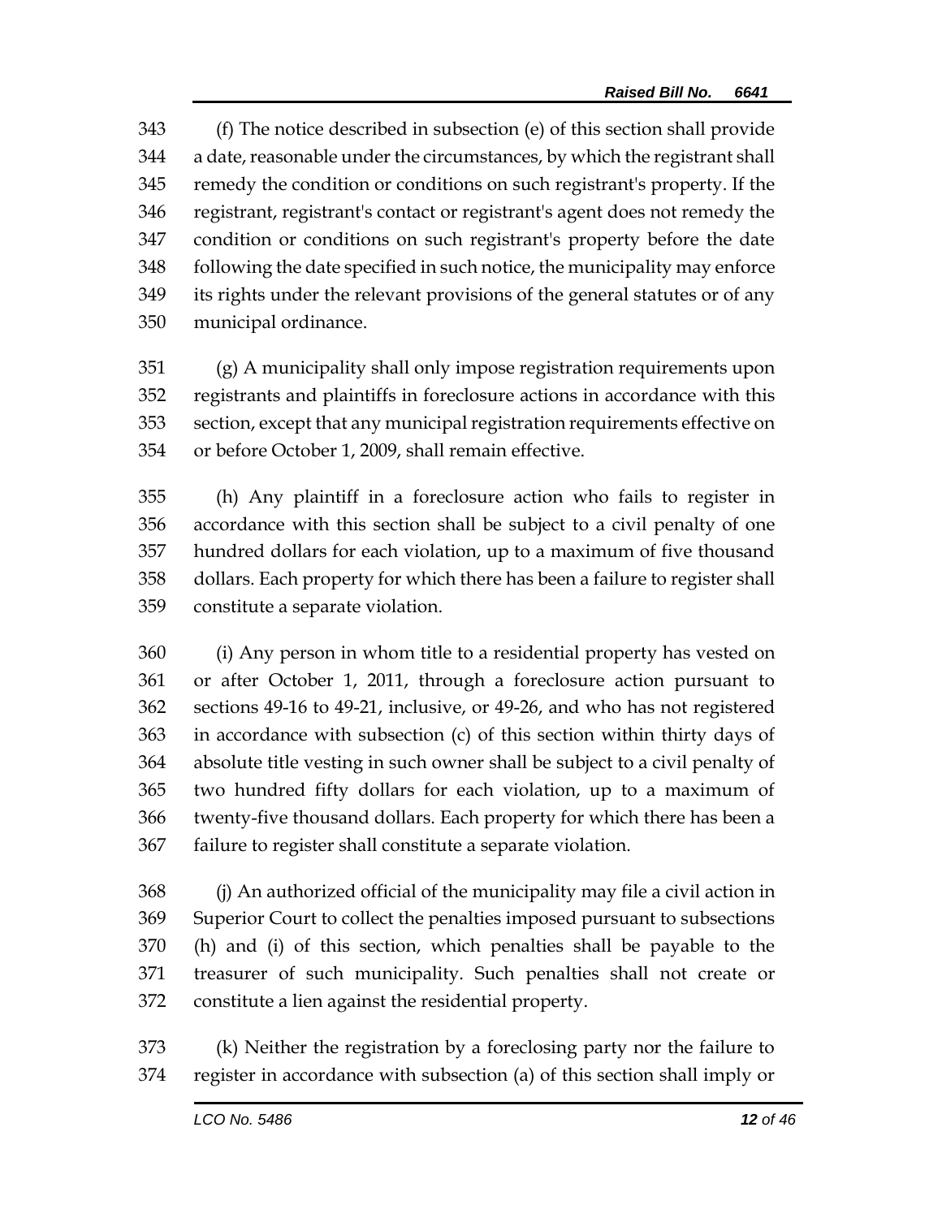(f) The notice described in subsection (e) of this section shall provide a date, reasonable under the circumstances, by which the registrant shall remedy the condition or conditions on such registrant's property. If the registrant, registrant's contact or registrant's agent does not remedy the condition or conditions on such registrant's property before the date following the date specified in such notice, the municipality may enforce its rights under the relevant provisions of the general statutes or of any municipal ordinance.

(g) A municipality shall only impose registration requirements upon registrants and plaintiffs in foreclosure actions in accordance with this section, except that any municipal registration requirements effective on or before October 1, 2009, shall remain effective.

(h) Any plaintiff in a foreclosure action who fails to register in accordance with this section shall be subject to a civil penalty of one hundred dollars for each violation, up to a maximum of five thousand dollars. Each property for which there has been a failure to register shall constitute a separate violation.

(i) Any person in whom title to a residential property has vested on or after October 1, 2011, through a foreclosure action pursuant to sections 49-16 to 49-21, inclusive, or 49-26, and who has not registered in accordance with subsection (c) of this section within thirty days of absolute title vesting in such owner shall be subject to a civil penalty of two hundred fifty dollars for each violation, up to a maximum of twenty-five thousand dollars. Each property for which there has been a failure to register shall constitute a separate violation.

(j) An authorized official of the municipality may file a civil action in Superior Court to collect the penalties imposed pursuant to subsections (h) and (i) of this section, which penalties shall be payable to the treasurer of such municipality. Such penalties shall not create or constitute a lien against the residential property.

(k) Neither the registration by a foreclosing party nor the failure to register in accordance with subsection (a) of this section shall imply or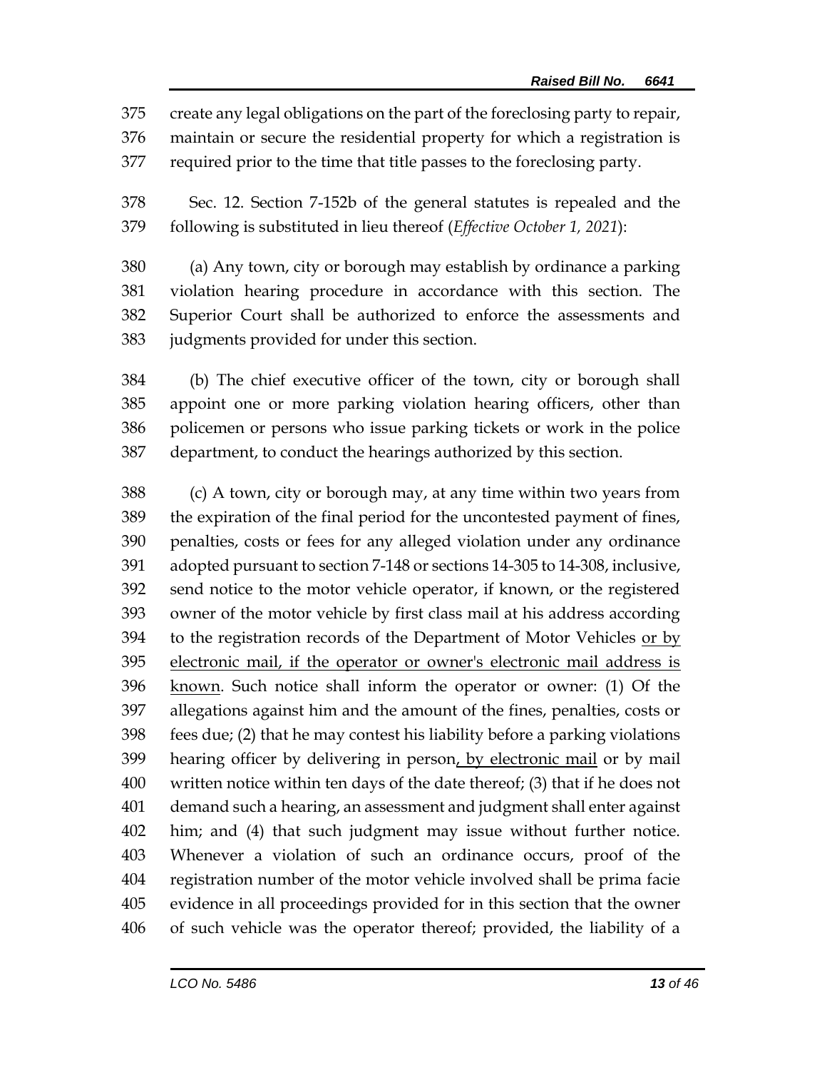create any legal obligations on the part of the foreclosing party to repair, maintain or secure the residential property for which a registration is required prior to the time that title passes to the foreclosing party.

Sec. 12. Section 7-152b of the general statutes is repealed and the following is substituted in lieu thereof (*Effective October 1, 2021*):

(a) Any town, city or borough may establish by ordinance a parking violation hearing procedure in accordance with this section. The Superior Court shall be authorized to enforce the assessments and judgments provided for under this section.

(b) The chief executive officer of the town, city or borough shall appoint one or more parking violation hearing officers, other than policemen or persons who issue parking tickets or work in the police department, to conduct the hearings authorized by this section.

(c) A town, city or borough may, at any time within two years from the expiration of the final period for the uncontested payment of fines, penalties, costs or fees for any alleged violation under any ordinance adopted pursuant to section 7-148 or sections 14-305 to 14-308, inclusive, send notice to the motor vehicle operator, if known, or the registered owner of the motor vehicle by first class mail at his address according to the registration records of the Department of Motor Vehicles <u>or by electronic mail, if the operator or owner's electronic mail address is known</u>. Such notice shall inform the operator or owner: (1) Of the allegations against him and the amount of the fines, penalties, costs or fees due; (2) that he may contest his liability before a parking violations hearing officer by delivering in person<u>, by electronic mail</u> or by mail written notice within ten days of the date thereof; (3) that if he does not demand such a hearing, an assessment and judgment shall enter against him; and (4) that such judgment may issue without further notice. Whenever a violation of such an ordinance occurs, proof of the registration number of the motor vehicle involved shall be prima facie evidence in all proceedings provided for in this section that the owner of such vehicle was the operator thereof; provided, the liability of a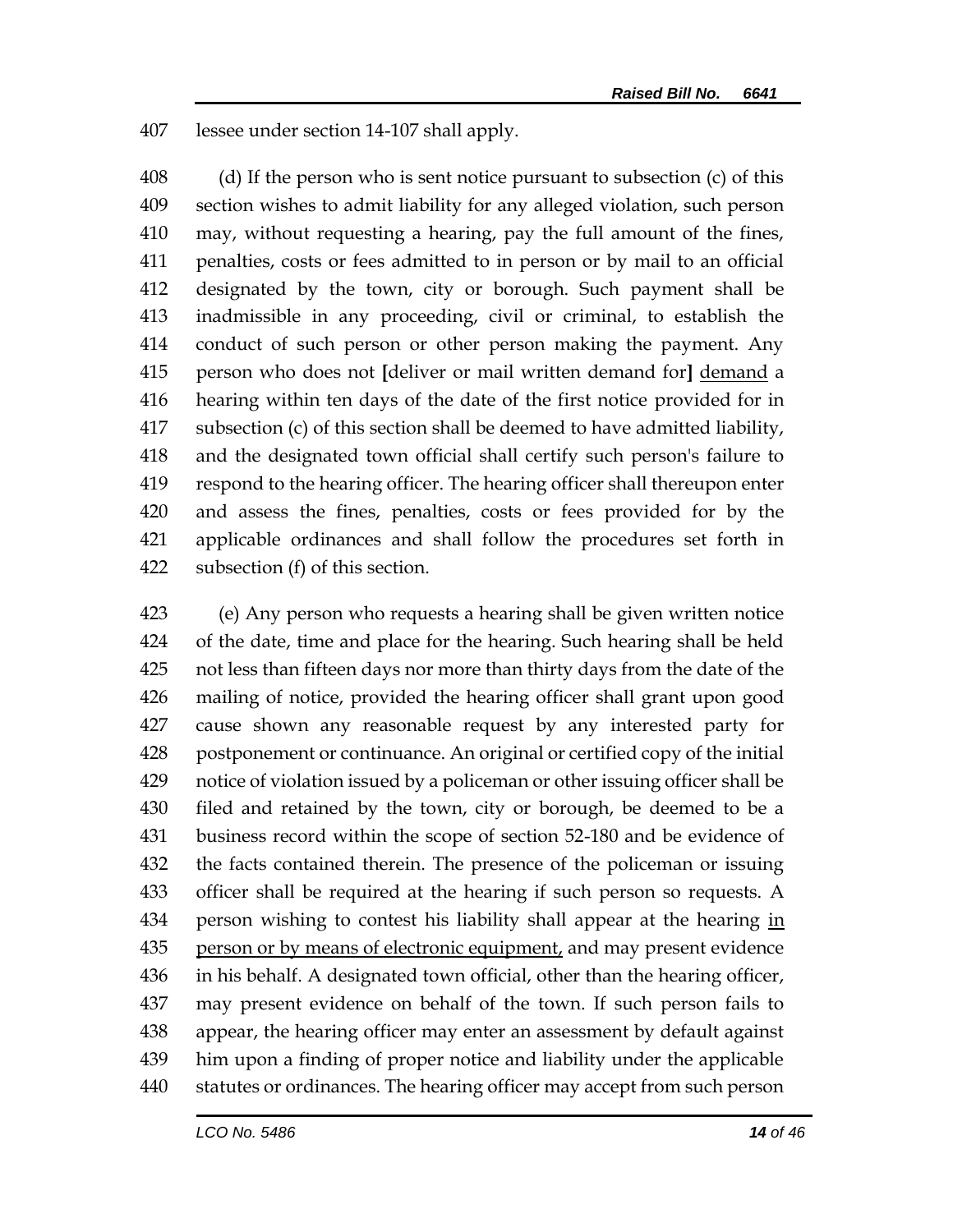407 lessee under section 14-107 shall apply.

408 (d) If the person who is sent notice pursuant to subsection (c) of this
409 section wishes to admit liability for any alleged violation, such person
410 may, without requesting a hearing, pay the full amount of the fines,
411 penalties, costs or fees admitted to in person or by mail to an official
412 designated by the town, city or borough. Such payment shall be
413 inadmissible in any proceeding, civil or criminal, to establish the
414 conduct of such person or other person making the payment. Any
415 person who does not **[**deliver or mail written demand for**]** <u>demand</u> a
416 hearing within ten days of the date of the first notice provided for in
417 subsection (c) of this section shall be deemed to have admitted liability,
418 and the designated town official shall certify such person's failure to
419 respond to the hearing officer. The hearing officer shall thereupon enter
420 and assess the fines, penalties, costs or fees provided for by the
421 applicable ordinances and shall follow the procedures set forth in
422 subsection (f) of this section.

423 (e) Any person who requests a hearing shall be given written notice
424 of the date, time and place for the hearing. Such hearing shall be held
425 not less than fifteen days nor more than thirty days from the date of the
426 mailing of notice, provided the hearing officer shall grant upon good
427 cause shown any reasonable request by any interested party for
428 postponement or continuance. An original or certified copy of the initial
429 notice of violation issued by a policeman or other issuing officer shall be
430 filed and retained by the town, city or borough, be deemed to be a
431 business record within the scope of section 52-180 and be evidence of
432 the facts contained therein. The presence of the policeman or issuing
433 officer shall be required at the hearing if such person so requests. A
434 person wishing to contest his liability shall appear at the hearing <u>in</u>
435 <u>person or by means of electronic equipment,</u> and may present evidence
436 in his behalf. A designated town official, other than the hearing officer,
437 may present evidence on behalf of the town. If such person fails to
438 appear, the hearing officer may enter an assessment by default against
439 him upon a finding of proper notice and liability under the applicable
440 statutes or ordinances. The hearing officer may accept from such person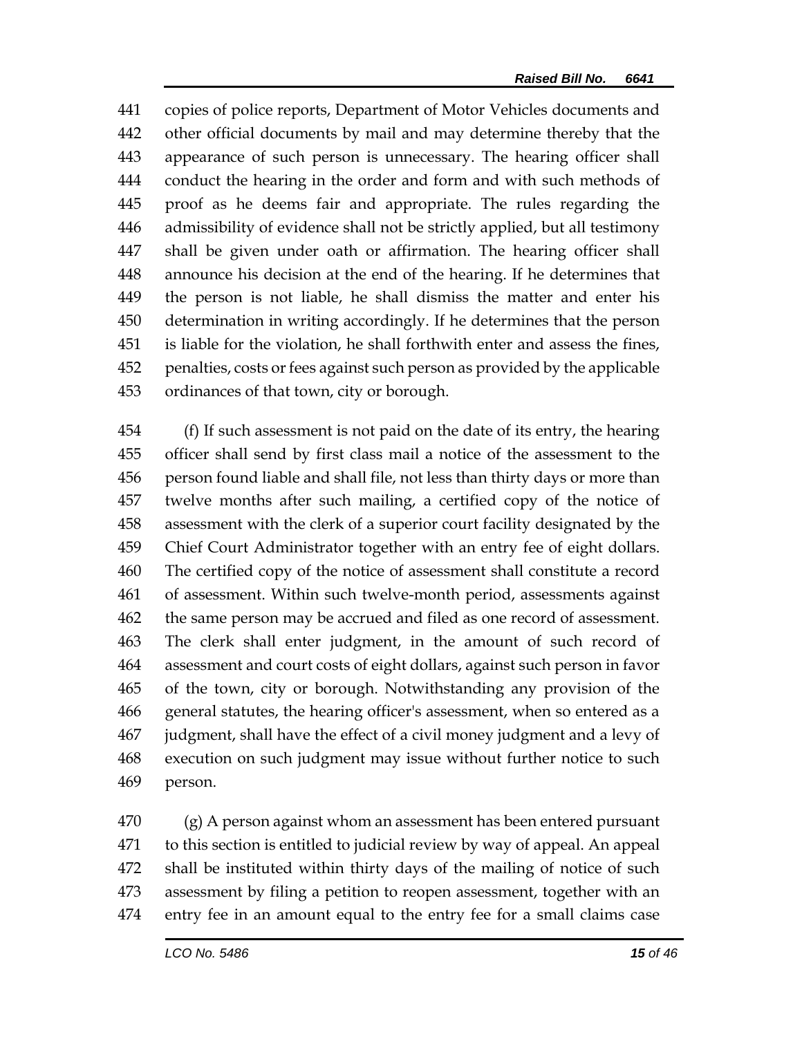copies of police reports, Department of Motor Vehicles documents and other official documents by mail and may determine thereby that the appearance of such person is unnecessary. The hearing officer shall conduct the hearing in the order and form and with such methods of proof as he deems fair and appropriate. The rules regarding the admissibility of evidence shall not be strictly applied, but all testimony shall be given under oath or affirmation. The hearing officer shall announce his decision at the end of the hearing. If he determines that the person is not liable, he shall dismiss the matter and enter his determination in writing accordingly. If he determines that the person is liable for the violation, he shall forthwith enter and assess the fines, penalties, costs or fees against such person as provided by the applicable ordinances of that town, city or borough.

(f) If such assessment is not paid on the date of its entry, the hearing officer shall send by first class mail a notice of the assessment to the person found liable and shall file, not less than thirty days or more than twelve months after such mailing, a certified copy of the notice of assessment with the clerk of a superior court facility designated by the Chief Court Administrator together with an entry fee of eight dollars. The certified copy of the notice of assessment shall constitute a record of assessment. Within such twelve-month period, assessments against the same person may be accrued and filed as one record of assessment. The clerk shall enter judgment, in the amount of such record of assessment and court costs of eight dollars, against such person in favor of the town, city or borough. Notwithstanding any provision of the general statutes, the hearing officer's assessment, when so entered as a judgment, shall have the effect of a civil money judgment and a levy of execution on such judgment may issue without further notice to such person.

(g) A person against whom an assessment has been entered pursuant to this section is entitled to judicial review by way of appeal. An appeal shall be instituted within thirty days of the mailing of notice of such assessment by filing a petition to reopen assessment, together with an entry fee in an amount equal to the entry fee for a small claims case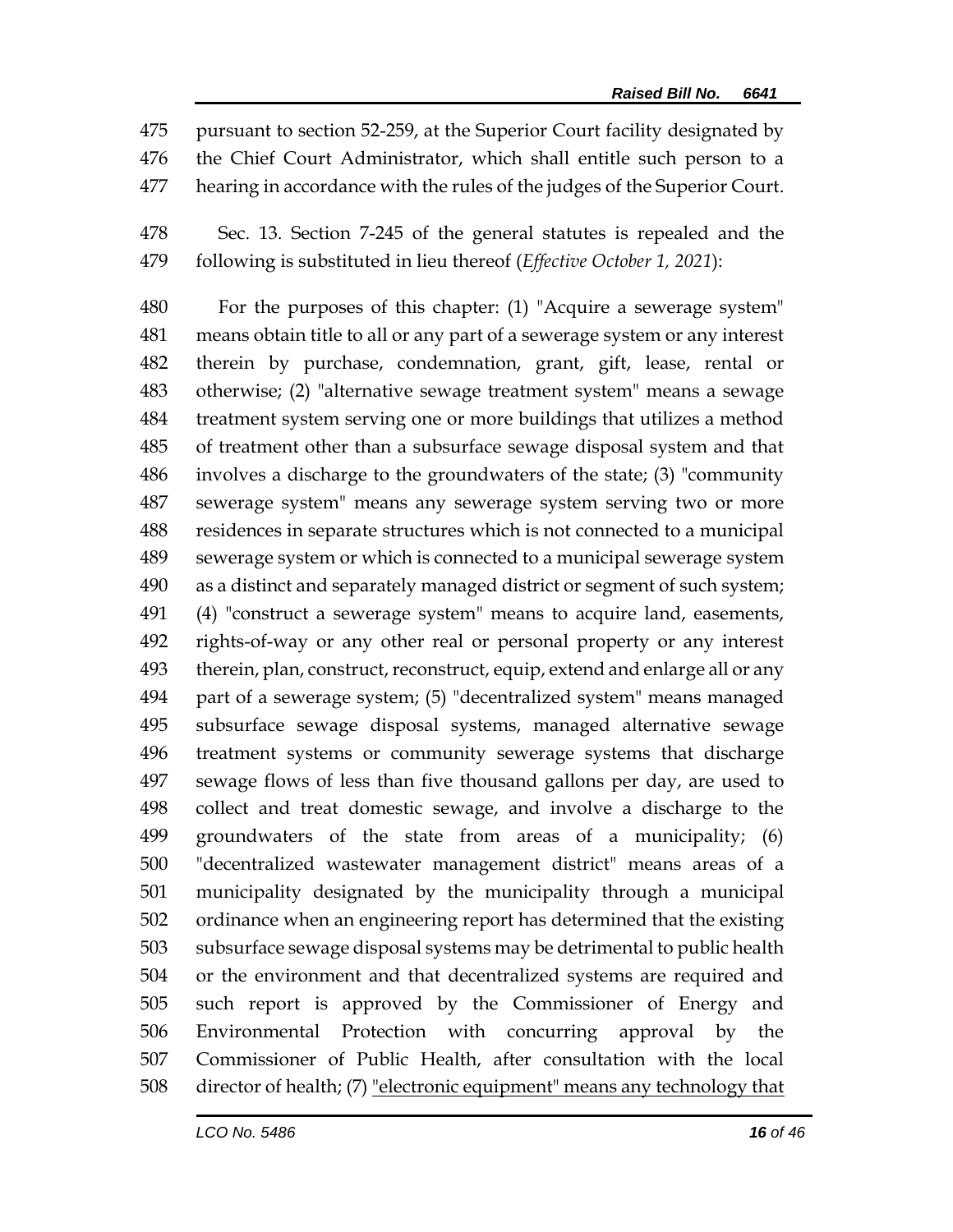475 pursuant to section 52-259, at the Superior Court facility designated by
476 the Chief Court Administrator, which shall entitle such person to a
477 hearing in accordance with the rules of the judges of the Superior Court.

478 Sec. 13. Section 7-245 of the general statutes is repealed and the
479 following is substituted in lieu thereof (*Effective October 1, 2021*):

480 For the purposes of this chapter: (1) "Acquire a sewerage system"
481 means obtain title to all or any part of a sewerage system or any interest
482 therein by purchase, condemnation, grant, gift, lease, rental or
483 otherwise; (2) "alternative sewage treatment system" means a sewage
484 treatment system serving one or more buildings that utilizes a method
485 of treatment other than a subsurface sewage disposal system and that
486 involves a discharge to the groundwaters of the state; (3) "community
487 sewerage system" means any sewerage system serving two or more
488 residences in separate structures which is not connected to a municipal
489 sewerage system or which is connected to a municipal sewerage system
490 as a distinct and separately managed district or segment of such system;
491 (4) "construct a sewerage system" means to acquire land, easements,
492 rights-of-way or any other real or personal property or any interest
493 therein, plan, construct, reconstruct, equip, extend and enlarge all or any
494 part of a sewerage system; (5) "decentralized system" means managed
495 subsurface sewage disposal systems, managed alternative sewage
496 treatment systems or community sewerage systems that discharge
497 sewage flows of less than five thousand gallons per day, are used to
498 collect and treat domestic sewage, and involve a discharge to the
499 groundwaters of the state from areas of a municipality; (6)
500 "decentralized wastewater management district" means areas of a
501 municipality designated by the municipality through a municipal
502 ordinance when an engineering report has determined that the existing
503 subsurface sewage disposal systems may be detrimental to public health
504 or the environment and that decentralized systems are required and
505 such report is approved by the Commissioner of Energy and
506 Environmental Protection with concurring approval by the
507 Commissioner of Public Health, after consultation with the local
508 director of health; (7) <u>"electronic equipment" means any technology that</u>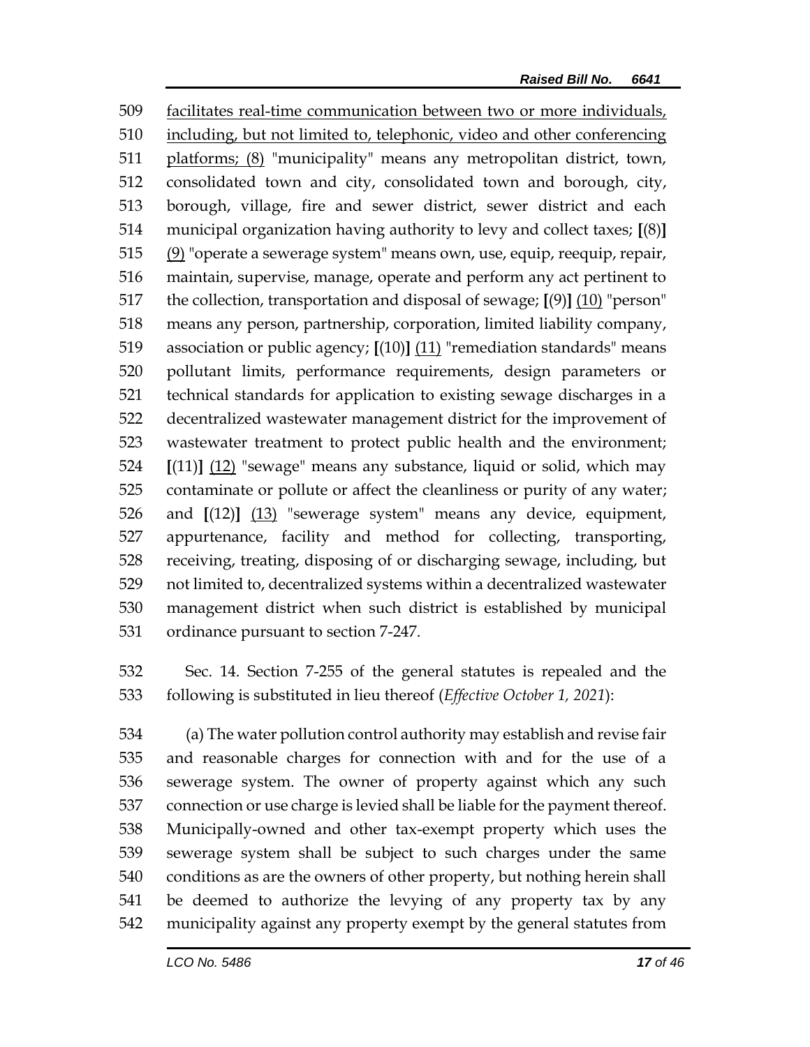509 facilitates real-time communication between two or more individuals,
510 including, but not limited to, telephonic, video and other conferencing
511 platforms; (8) "municipality" means any metropolitan district, town,
512 consolidated town and city, consolidated town and borough, city,
513 borough, village, fire and sewer district, sewer district and each
514 municipal organization having authority to levy and collect taxes; **[**(8)**]**
515 (9) "operate a sewerage system" means own, use, equip, reequip, repair,
516 maintain, supervise, manage, operate and perform any act pertinent to
517 the collection, transportation and disposal of sewage; **[**(9)**]** (10) "person"
518 means any person, partnership, corporation, limited liability company,
519 association or public agency; **[**(10)**]** (11) "remediation standards" means
520 pollutant limits, performance requirements, design parameters or
521 technical standards for application to existing sewage discharges in a
522 decentralized wastewater management district for the improvement of
523 wastewater treatment to protect public health and the environment;
524 **[**(11)**]** (12) "sewage" means any substance, liquid or solid, which may
525 contaminate or pollute or affect the cleanliness or purity of any water;
526 and **[**(12)**]** (13) "sewerage system" means any device, equipment,
527 appurtenance, facility and method for collecting, transporting,
528 receiving, treating, disposing of or discharging sewage, including, but
529 not limited to, decentralized systems within a decentralized wastewater
530 management district when such district is established by municipal
531 ordinance pursuant to section 7-247.

532 Sec. 14. Section 7-255 of the general statutes is repealed and the
533 following is substituted in lieu thereof (*Effective October 1, 2021*):

534 (a) The water pollution control authority may establish and revise fair
535 and reasonable charges for connection with and for the use of a
536 sewerage system. The owner of property against which any such
537 connection or use charge is levied shall be liable for the payment thereof.
538 Municipally-owned and other tax-exempt property which uses the
539 sewerage system shall be subject to such charges under the same
540 conditions as are the owners of other property, but nothing herein shall
541 be deemed to authorize the levying of any property tax by any
542 municipality against any property exempt by the general statutes from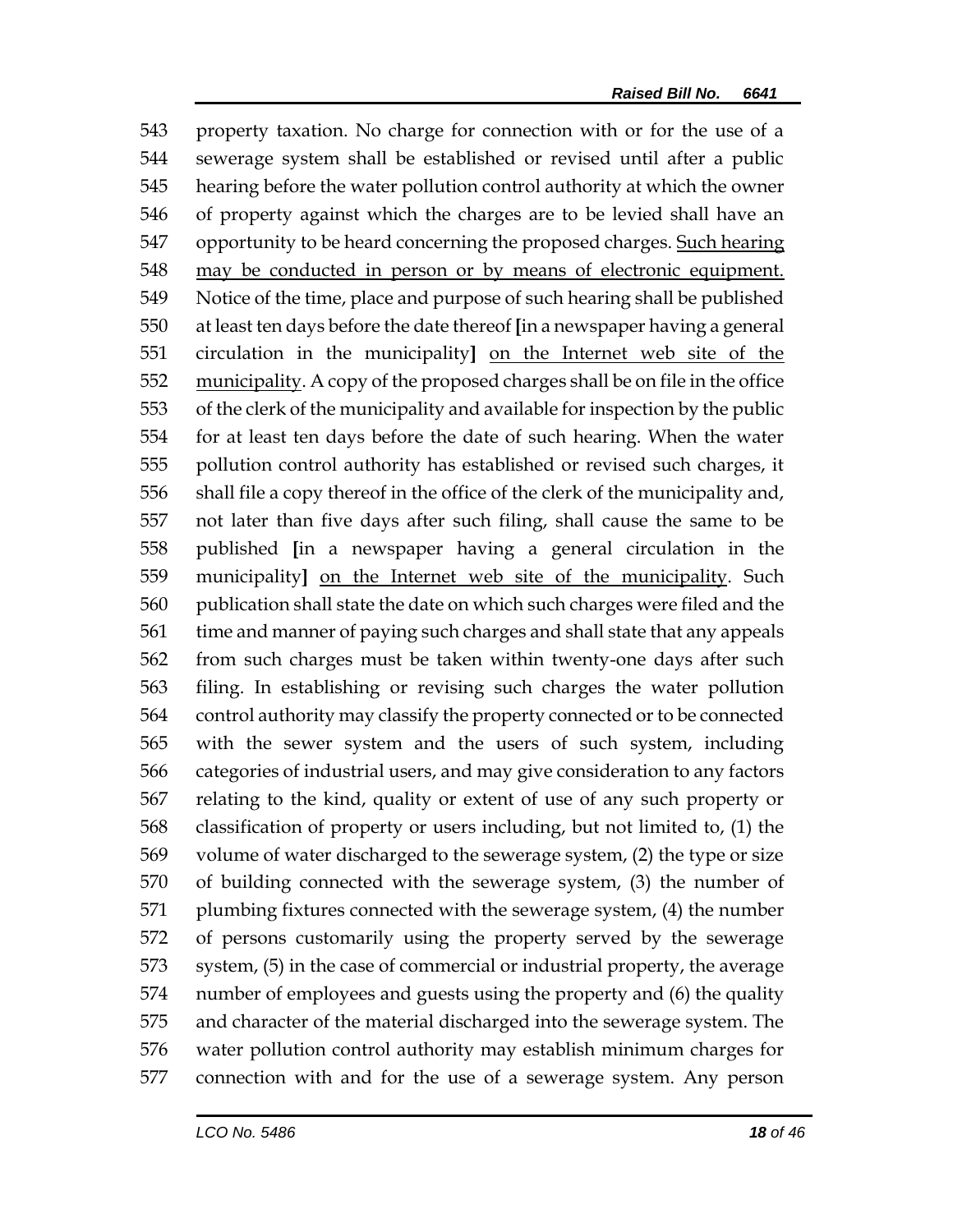543 property taxation. No charge for connection with or for the use of a
544 sewerage system shall be established or revised until after a public
545 hearing before the water pollution control authority at which the owner
546 of property against which the charges are to be levied shall have an
547 opportunity to be heard concerning the proposed charges. <u>Such hearing</u>
548 <u>may be conducted in person or by means of electronic equipment.</u>
549 Notice of the time, place and purpose of such hearing shall be published
550 at least ten days before the date thereof **[**in a newspaper having a general
551 circulation in the municipality**]** <u>on the Internet web site of the</u>
552 <u>municipality</u>. A copy of the proposed charges shall be on file in the office
553 of the clerk of the municipality and available for inspection by the public
554 for at least ten days before the date of such hearing. When the water
555 pollution control authority has established or revised such charges, it
556 shall file a copy thereof in the office of the clerk of the municipality and,
557 not later than five days after such filing, shall cause the same to be
558 published **[**in a newspaper having a general circulation in the
559 municipality**]** <u>on the Internet web site of the municipality</u>. Such
560 publication shall state the date on which such charges were filed and the
561 time and manner of paying such charges and shall state that any appeals
562 from such charges must be taken within twenty-one days after such
563 filing. In establishing or revising such charges the water pollution
564 control authority may classify the property connected or to be connected
565 with the sewer system and the users of such system, including
566 categories of industrial users, and may give consideration to any factors
567 relating to the kind, quality or extent of use of any such property or
568 classification of property or users including, but not limited to, (1) the
569 volume of water discharged to the sewerage system, (2) the type or size
570 of building connected with the sewerage system, (3) the number of
571 plumbing fixtures connected with the sewerage system, (4) the number
572 of persons customarily using the property served by the sewerage
573 system, (5) in the case of commercial or industrial property, the average
574 number of employees and guests using the property and (6) the quality
575 and character of the material discharged into the sewerage system. The
576 water pollution control authority may establish minimum charges for
577 connection with and for the use of a sewerage system. Any person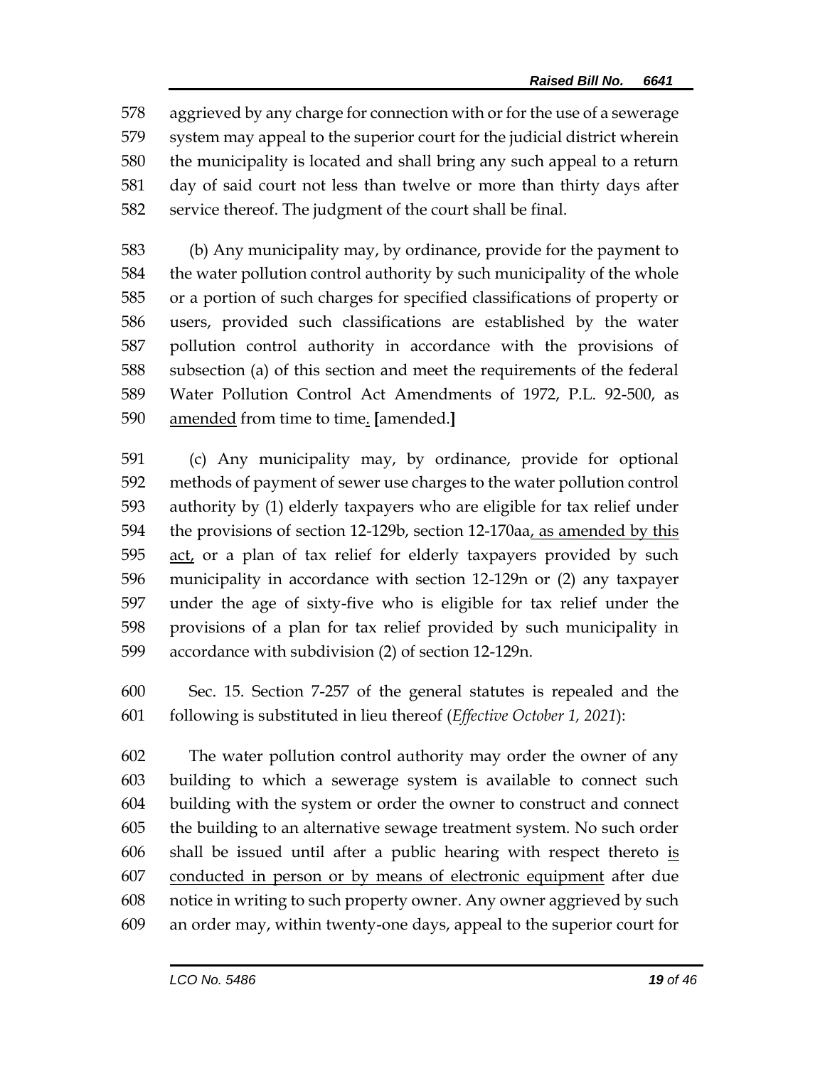578 aggrieved by any charge for connection with or for the use of a sewerage
579 system may appeal to the superior court for the judicial district wherein
580 the municipality is located and shall bring any such appeal to a return
581 day of said court not less than twelve or more than thirty days after
582 service thereof. The judgment of the court shall be final.

583 (b) Any municipality may, by ordinance, provide for the payment to
584 the water pollution control authority by such municipality of the whole
585 or a portion of such charges for specified classifications of property or
586 users, provided such classifications are established by the water
587 pollution control authority in accordance with the provisions of
588 subsection (a) of this section and meet the requirements of the federal
589 Water Pollution Control Act Amendments of 1972, P.L. 92-500, as
590 <u>amended</u> from time to time<u>.</u> [amended.]

591 (c) Any municipality may, by ordinance, provide for optional
592 methods of payment of sewer use charges to the water pollution control
593 authority by (1) elderly taxpayers who are eligible for tax relief under
594 the provisions of section 12-129b, section 12-170aa<u>, as amended by this</u>
595 <u>act,</u> or a plan of tax relief for elderly taxpayers provided by such
596 municipality in accordance with section 12-129n or (2) any taxpayer
597 under the age of sixty-five who is eligible for tax relief under the
598 provisions of a plan for tax relief provided by such municipality in
599 accordance with subdivision (2) of section 12-129n.

600 Sec. 15. Section 7-257 of the general statutes is repealed and the
601 following is substituted in lieu thereof (*Effective October 1, 2021*):

602 The water pollution control authority may order the owner of any
603 building to which a sewerage system is available to connect such
604 building with the system or order the owner to construct and connect
605 the building to an alternative sewage treatment system. No such order
606 shall be issued until after a public hearing with respect thereto <u>is</u>
607 <u>conducted in person or by means of electronic equipment</u> after due
608 notice in writing to such property owner. Any owner aggrieved by such
609 an order may, within twenty-one days, appeal to the superior court for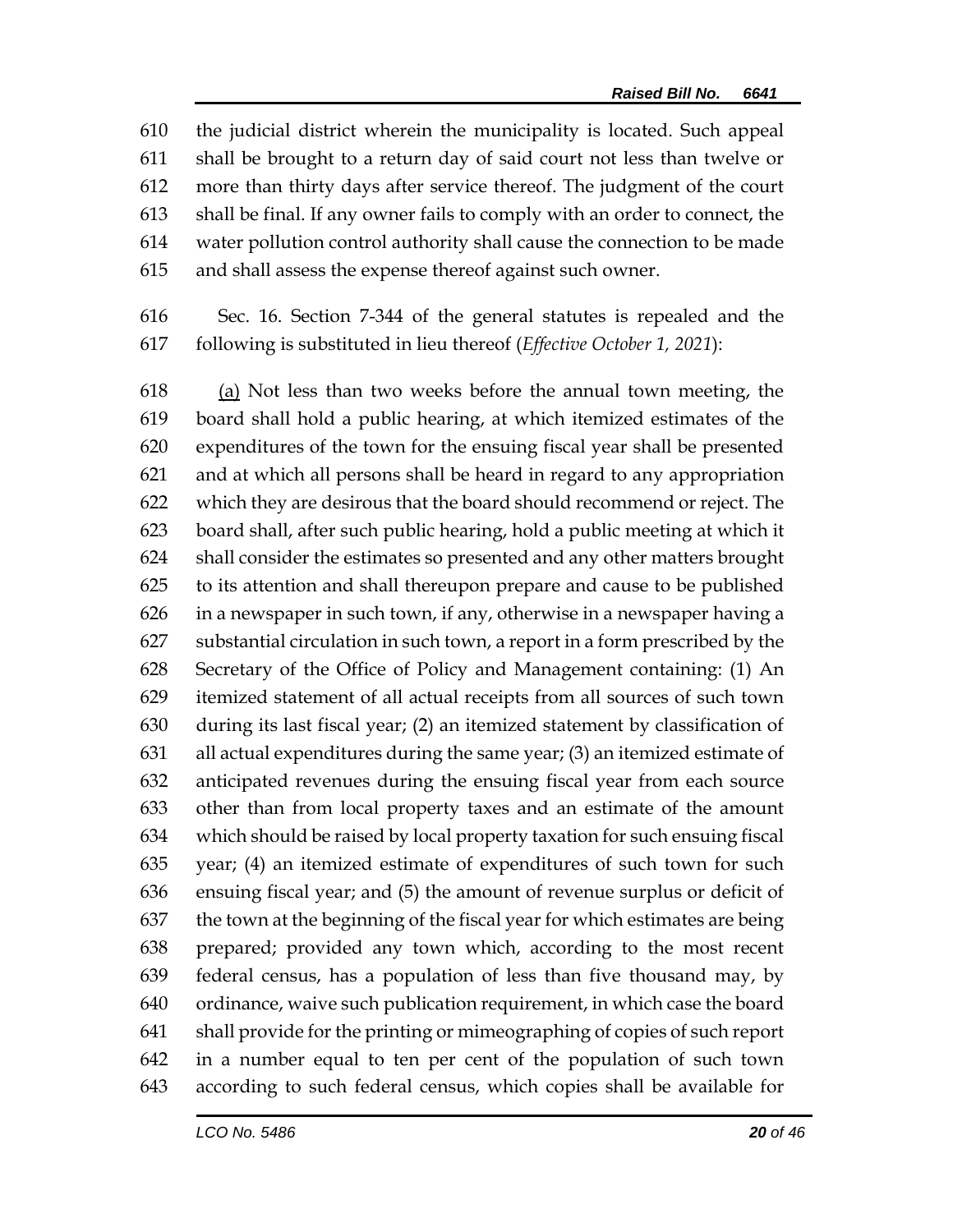the judicial district wherein the municipality is located. Such appeal shall be brought to a return day of said court not less than twelve or more than thirty days after service thereof. The judgment of the court shall be final. If any owner fails to comply with an order to connect, the water pollution control authority shall cause the connection to be made and shall assess the expense thereof against such owner.

Sec. 16. Section 7-344 of the general statutes is repealed and the following is substituted in lieu thereof (*Effective October 1, 2021*):

<u>(a)</u> Not less than two weeks before the annual town meeting, the board shall hold a public hearing, at which itemized estimates of the expenditures of the town for the ensuing fiscal year shall be presented and at which all persons shall be heard in regard to any appropriation which they are desirous that the board should recommend or reject. The board shall, after such public hearing, hold a public meeting at which it shall consider the estimates so presented and any other matters brought to its attention and shall thereupon prepare and cause to be published in a newspaper in such town, if any, otherwise in a newspaper having a substantial circulation in such town, a report in a form prescribed by the Secretary of the Office of Policy and Management containing: (1) An itemized statement of all actual receipts from all sources of such town during its last fiscal year; (2) an itemized statement by classification of all actual expenditures during the same year; (3) an itemized estimate of anticipated revenues during the ensuing fiscal year from each source other than from local property taxes and an estimate of the amount which should be raised by local property taxation for such ensuing fiscal year; (4) an itemized estimate of expenditures of such town for such ensuing fiscal year; and (5) the amount of revenue surplus or deficit of the town at the beginning of the fiscal year for which estimates are being prepared; provided any town which, according to the most recent federal census, has a population of less than five thousand may, by ordinance, waive such publication requirement, in which case the board shall provide for the printing or mimeographing of copies of such report in a number equal to ten per cent of the population of such town according to such federal census, which copies shall be available for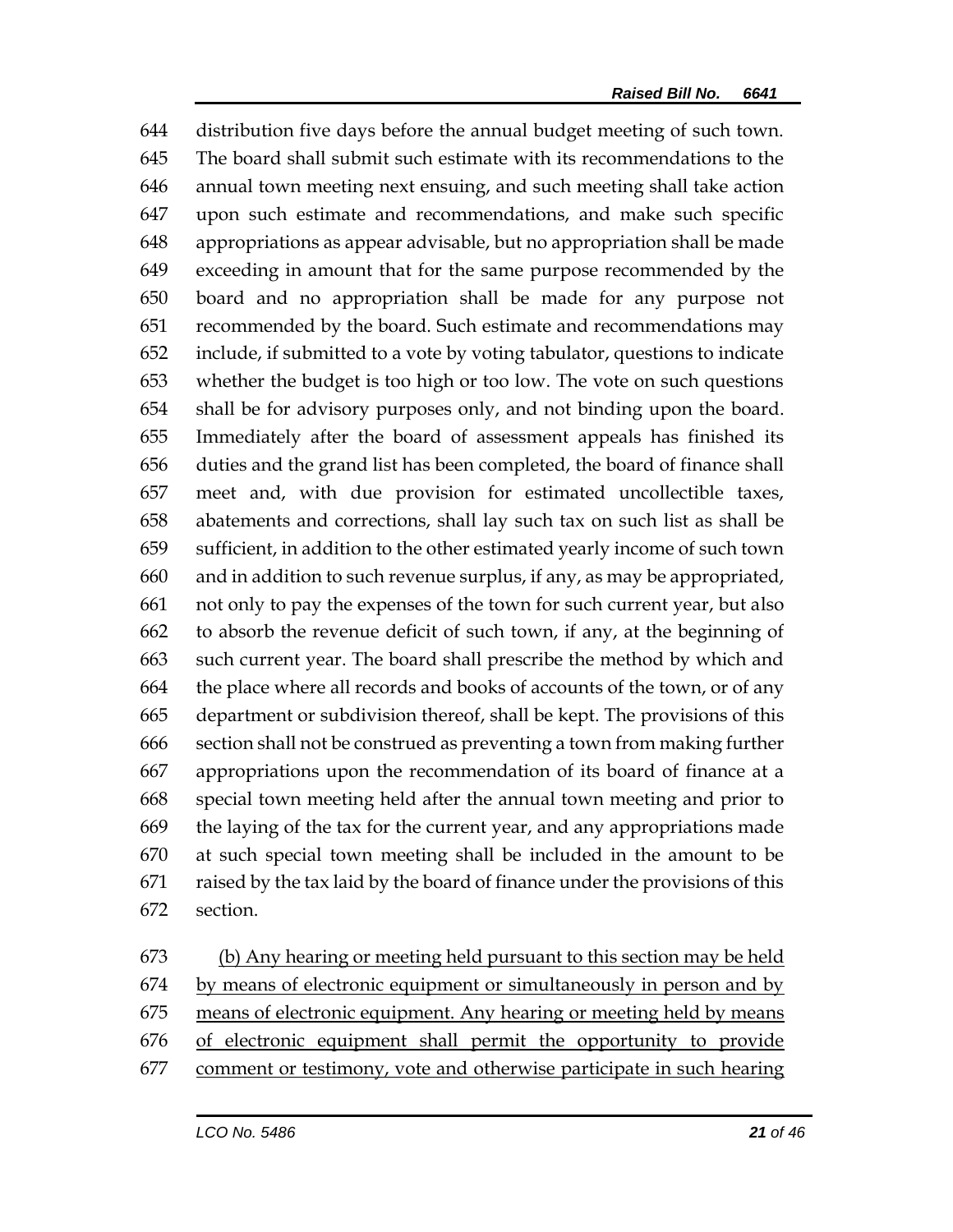distribution five days before the annual budget meeting of such town. The board shall submit such estimate with its recommendations to the annual town meeting next ensuing, and such meeting shall take action upon such estimate and recommendations, and make such specific appropriations as appear advisable, but no appropriation shall be made exceeding in amount that for the same purpose recommended by the board and no appropriation shall be made for any purpose not recommended by the board. Such estimate and recommendations may include, if submitted to a vote by voting tabulator, questions to indicate whether the budget is too high or too low. The vote on such questions shall be for advisory purposes only, and not binding upon the board. Immediately after the board of assessment appeals has finished its duties and the grand list has been completed, the board of finance shall meet and, with due provision for estimated uncollectible taxes, abatements and corrections, shall lay such tax on such list as shall be sufficient, in addition to the other estimated yearly income of such town and in addition to such revenue surplus, if any, as may be appropriated, not only to pay the expenses of the town for such current year, but also to absorb the revenue deficit of such town, if any, at the beginning of such current year. The board shall prescribe the method by which and the place where all records and books of accounts of the town, or of any department or subdivision thereof, shall be kept. The provisions of this section shall not be construed as preventing a town from making further appropriations upon the recommendation of its board of finance at a special town meeting held after the annual town meeting and prior to the laying of the tax for the current year, and any appropriations made at such special town meeting shall be included in the amount to be raised by the tax laid by the board of finance under the provisions of this section.

<u>(b) Any hearing or meeting held pursuant to this section may be held by means of electronic equipment or simultaneously in person and by means of electronic equipment. Any hearing or meeting held by means of electronic equipment shall permit the opportunity to provide comment or testimony, vote and otherwise participate in such hearing</u>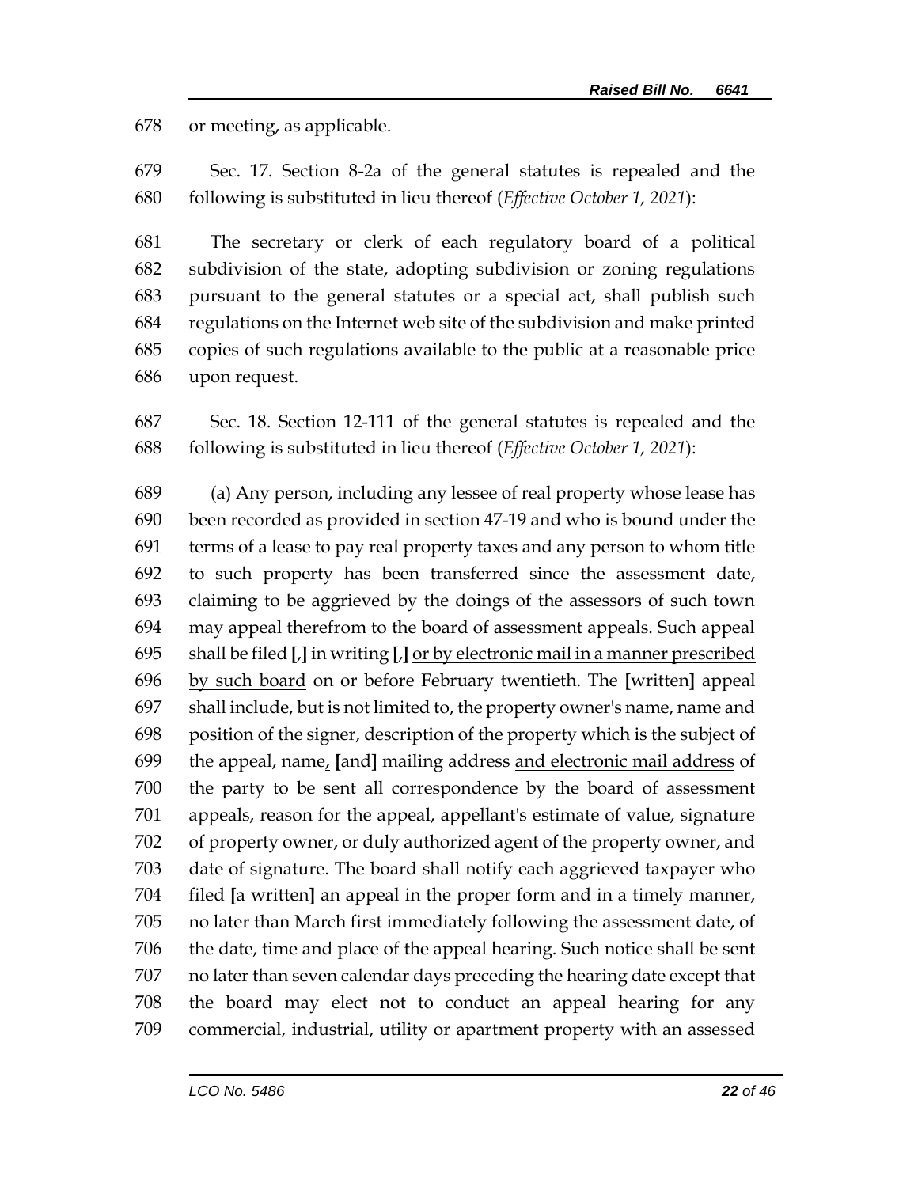678 <u>or meeting, as applicable.</u>

679 Sec. 17. Section 8-2a of the general statutes is repealed and the
680 following is substituted in lieu thereof (*Effective October 1, 2021*):

681 The secretary or clerk of each regulatory board of a political
682 subdivision of the state, adopting subdivision or zoning regulations
683 pursuant to the general statutes or a special act, shall <u>publish such</u>
684 <u>regulations on the Internet web site of the subdivision and</u> make printed
685 copies of such regulations available to the public at a reasonable price
686 upon request.

687 Sec. 18. Section 12-111 of the general statutes is repealed and the
688 following is substituted in lieu thereof (*Effective October 1, 2021*):

689 (a) Any person, including any lessee of real property whose lease has
690 been recorded as provided in section 47-19 and who is bound under the
691 terms of a lease to pay real property taxes and any person to whom title
692 to such property has been transferred since the assessment date,
693 claiming to be aggrieved by the doings of the assessors of such town
694 may appeal therefrom to the board of assessment appeals. Such appeal
695 shall be filed **[**,**]** in writing **[**,**]** <u>or by electronic mail in a manner prescribed</u>
696 <u>by such board</u> on or before February twentieth. The **[**written**]** appeal
697 shall include, but is not limited to, the property owner's name, name and
698 position of the signer, description of the property which is the subject of
699 the appeal, name<u>,</u> **[**and**]** mailing address <u>and electronic mail address</u> of
700 the party to be sent all correspondence by the board of assessment
701 appeals, reason for the appeal, appellant's estimate of value, signature
702 of property owner, or duly authorized agent of the property owner, and
703 date of signature. The board shall notify each aggrieved taxpayer who
704 filed **[**a written**]** <u>an</u> appeal in the proper form and in a timely manner,
705 no later than March first immediately following the assessment date, of
706 the date, time and place of the appeal hearing. Such notice shall be sent
707 no later than seven calendar days preceding the hearing date except that
708 the board may elect not to conduct an appeal hearing for any
709 commercial, industrial, utility or apartment property with an assessed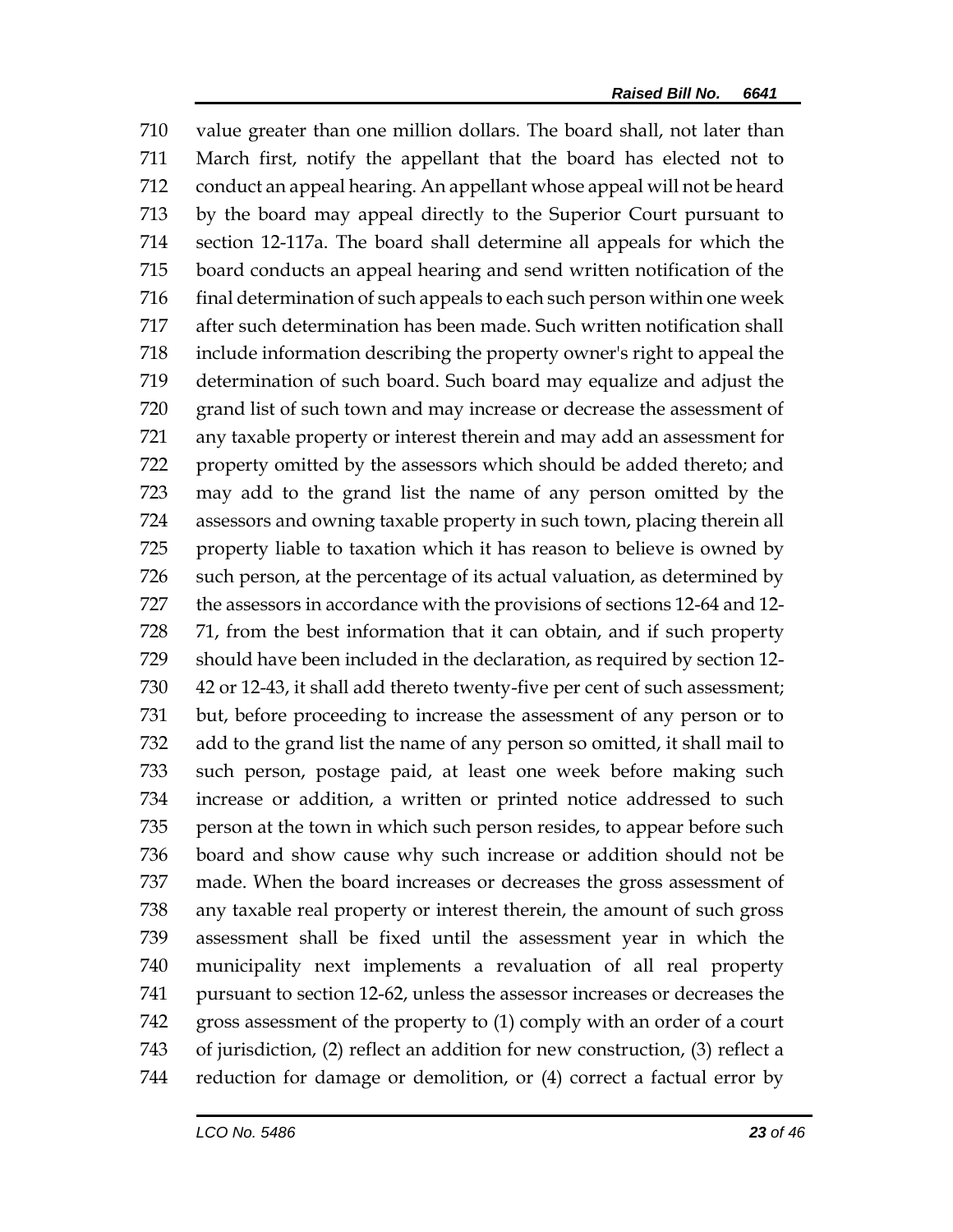710 value greater than one million dollars. The board shall, not later than
711 March first, notify the appellant that the board has elected not to
712 conduct an appeal hearing. An appellant whose appeal will not be heard
713 by the board may appeal directly to the Superior Court pursuant to
714 section 12-117a. The board shall determine all appeals for which the
715 board conducts an appeal hearing and send written notification of the
716 final determination of such appeals to each such person within one week
717 after such determination has been made. Such written notification shall
718 include information describing the property owner's right to appeal the
719 determination of such board. Such board may equalize and adjust the
720 grand list of such town and may increase or decrease the assessment of
721 any taxable property or interest therein and may add an assessment for
722 property omitted by the assessors which should be added thereto; and
723 may add to the grand list the name of any person omitted by the
724 assessors and owning taxable property in such town, placing therein all
725 property liable to taxation which it has reason to believe is owned by
726 such person, at the percentage of its actual valuation, as determined by
727 the assessors in accordance with the provisions of sections 12-64 and 12-
728 71, from the best information that it can obtain, and if such property
729 should have been included in the declaration, as required by section 12-
730 42 or 12-43, it shall add thereto twenty-five per cent of such assessment;
731 but, before proceeding to increase the assessment of any person or to
732 add to the grand list the name of any person so omitted, it shall mail to
733 such person, postage paid, at least one week before making such
734 increase or addition, a written or printed notice addressed to such
735 person at the town in which such person resides, to appear before such
736 board and show cause why such increase or addition should not be
737 made. When the board increases or decreases the gross assessment of
738 any taxable real property or interest therein, the amount of such gross
739 assessment shall be fixed until the assessment year in which the
740 municipality next implements a revaluation of all real property
741 pursuant to section 12-62, unless the assessor increases or decreases the
742 gross assessment of the property to (1) comply with an order of a court
743 of jurisdiction, (2) reflect an addition for new construction, (3) reflect a
744 reduction for damage or demolition, or (4) correct a factual error by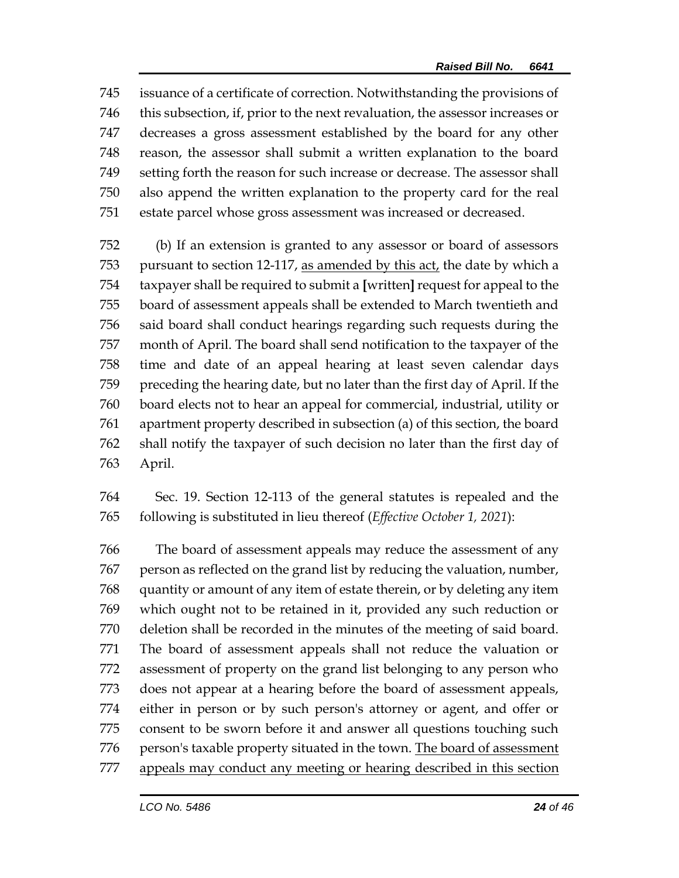issuance of a certificate of correction. Notwithstanding the provisions of this subsection, if, prior to the next revaluation, the assessor increases or decreases a gross assessment established by the board for any other reason, the assessor shall submit a written explanation to the board setting forth the reason for such increase or decrease. The assessor shall also append the written explanation to the property card for the real estate parcel whose gross assessment was increased or decreased.

(b) If an extension is granted to any assessor or board of assessors pursuant to section 12-117, <u>as amended by this act,</u> the date by which a taxpayer shall be required to submit a **[**written**]** request for appeal to the board of assessment appeals shall be extended to March twentieth and said board shall conduct hearings regarding such requests during the month of April. The board shall send notification to the taxpayer of the time and date of an appeal hearing at least seven calendar days preceding the hearing date, but no later than the first day of April. If the board elects not to hear an appeal for commercial, industrial, utility or apartment property described in subsection (a) of this section, the board shall notify the taxpayer of such decision no later than the first day of April.

Sec. 19. Section 12-113 of the general statutes is repealed and the following is substituted in lieu thereof (*Effective October 1, 2021*):

The board of assessment appeals may reduce the assessment of any person as reflected on the grand list by reducing the valuation, number, quantity or amount of any item of estate therein, or by deleting any item which ought not to be retained in it, provided any such reduction or deletion shall be recorded in the minutes of the meeting of said board. The board of assessment appeals shall not reduce the valuation or assessment of property on the grand list belonging to any person who does not appear at a hearing before the board of assessment appeals, either in person or by such person's attorney or agent, and offer or consent to be sworn before it and answer all questions touching such person's taxable property situated in the town. <u>The board of assessment appeals may conduct any meeting or hearing described in this section</u>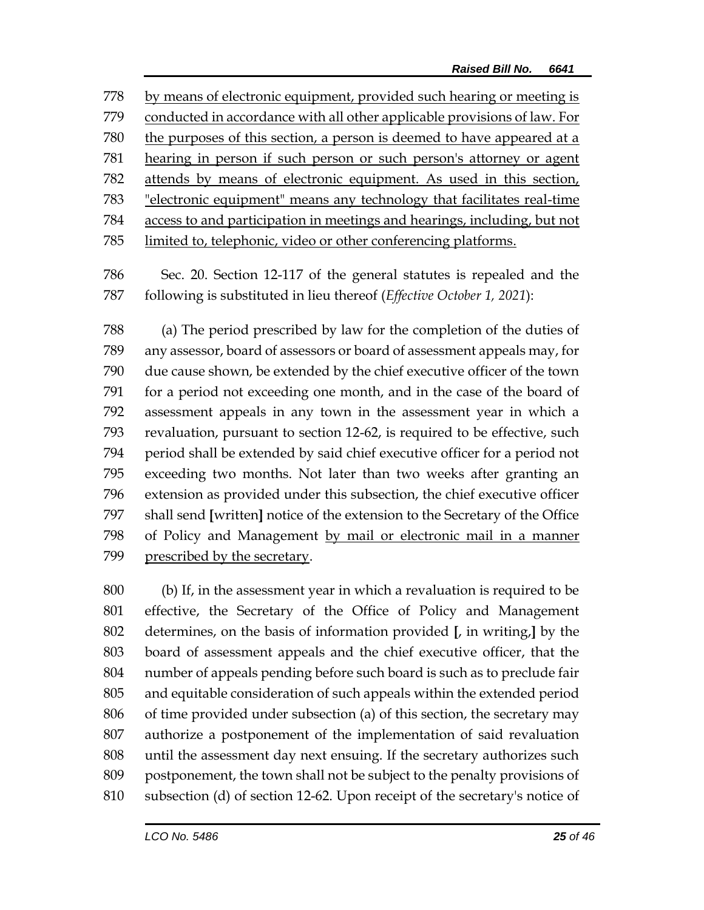by means of electronic equipment, provided such hearing or meeting is conducted in accordance with all other applicable provisions of law. For the purposes of this section, a person is deemed to have appeared at a hearing in person if such person or such person's attorney or agent attends by means of electronic equipment. As used in this section, "electronic equipment" means any technology that facilitates real-time access to and participation in meetings and hearings, including, but not limited to, telephonic, video or other conferencing platforms.

Sec. 20. Section 12-117 of the general statutes is repealed and the following is substituted in lieu thereof (*Effective October 1, 2021*):

(a) The period prescribed by law for the completion of the duties of any assessor, board of assessors or board of assessment appeals may, for due cause shown, be extended by the chief executive officer of the town for a period not exceeding one month, and in the case of the board of assessment appeals in any town in the assessment year in which a revaluation, pursuant to section 12-62, is required to be effective, such period shall be extended by said chief executive officer for a period not exceeding two months. Not later than two weeks after granting an extension as provided under this subsection, the chief executive officer shall send **[**written**]** notice of the extension to the Secretary of the Office of Policy and Management by mail or electronic mail in a manner prescribed by the secretary.

(b) If, in the assessment year in which a revaluation is required to be effective, the Secretary of the Office of Policy and Management determines, on the basis of information provided **[**, in writing,**]** by the board of assessment appeals and the chief executive officer, that the number of appeals pending before such board is such as to preclude fair and equitable consideration of such appeals within the extended period of time provided under subsection (a) of this section, the secretary may authorize a postponement of the implementation of said revaluation until the assessment day next ensuing. If the secretary authorizes such postponement, the town shall not be subject to the penalty provisions of subsection (d) of section 12-62. Upon receipt of the secretary's notice of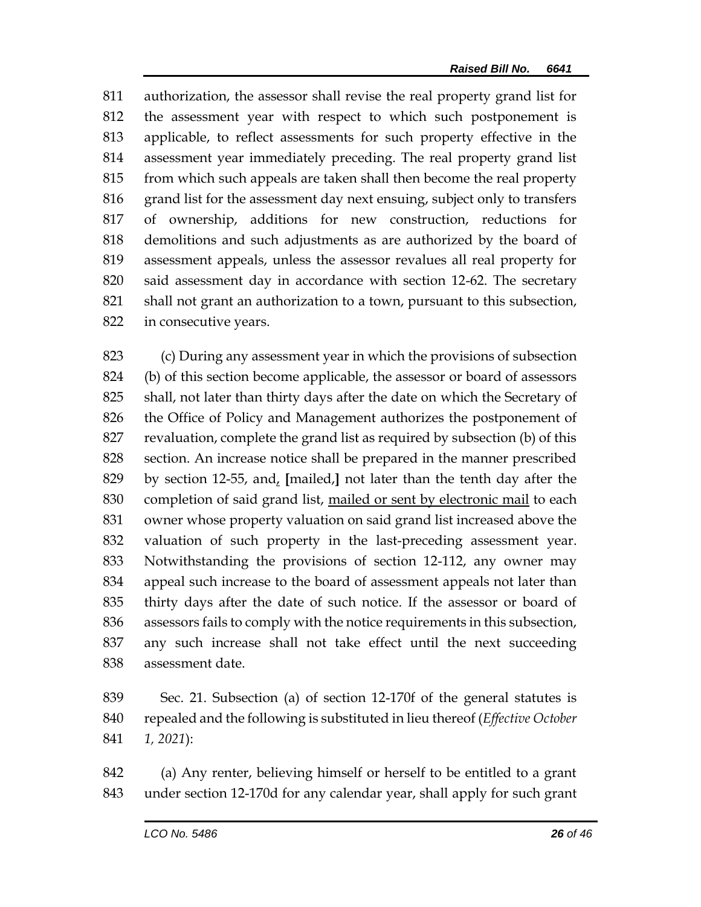authorization, the assessor shall revise the real property grand list for the assessment year with respect to which such postponement is applicable, to reflect assessments for such property effective in the assessment year immediately preceding. The real property grand list from which such appeals are taken shall then become the real property grand list for the assessment day next ensuing, subject only to transfers of ownership, additions for new construction, reductions for demolitions and such adjustments as are authorized by the board of assessment appeals, unless the assessor revalues all real property for said assessment day in accordance with section 12-62. The secretary shall not grant an authorization to a town, pursuant to this subsection, in consecutive years.

(c) During any assessment year in which the provisions of subsection (b) of this section become applicable, the assessor or board of assessors shall, not later than thirty days after the date on which the Secretary of the Office of Policy and Management authorizes the postponement of revaluation, complete the grand list as required by subsection (b) of this section. An increase notice shall be prepared in the manner prescribed by section 12-55, and, [mailed,] not later than the tenth day after the completion of said grand list, <u>mailed or sent by electronic mail</u> to each owner whose property valuation on said grand list increased above the valuation of such property in the last-preceding assessment year. Notwithstanding the provisions of section 12-112, any owner may appeal such increase to the board of assessment appeals not later than thirty days after the date of such notice. If the assessor or board of assessors fails to comply with the notice requirements in this subsection, any such increase shall not take effect until the next succeeding assessment date.

Sec. 21. Subsection (a) of section 12-170f of the general statutes is repealed and the following is substituted in lieu thereof (*Effective October 1, 2021*):

(a) Any renter, believing himself or herself to be entitled to a grant under section 12-170d for any calendar year, shall apply for such grant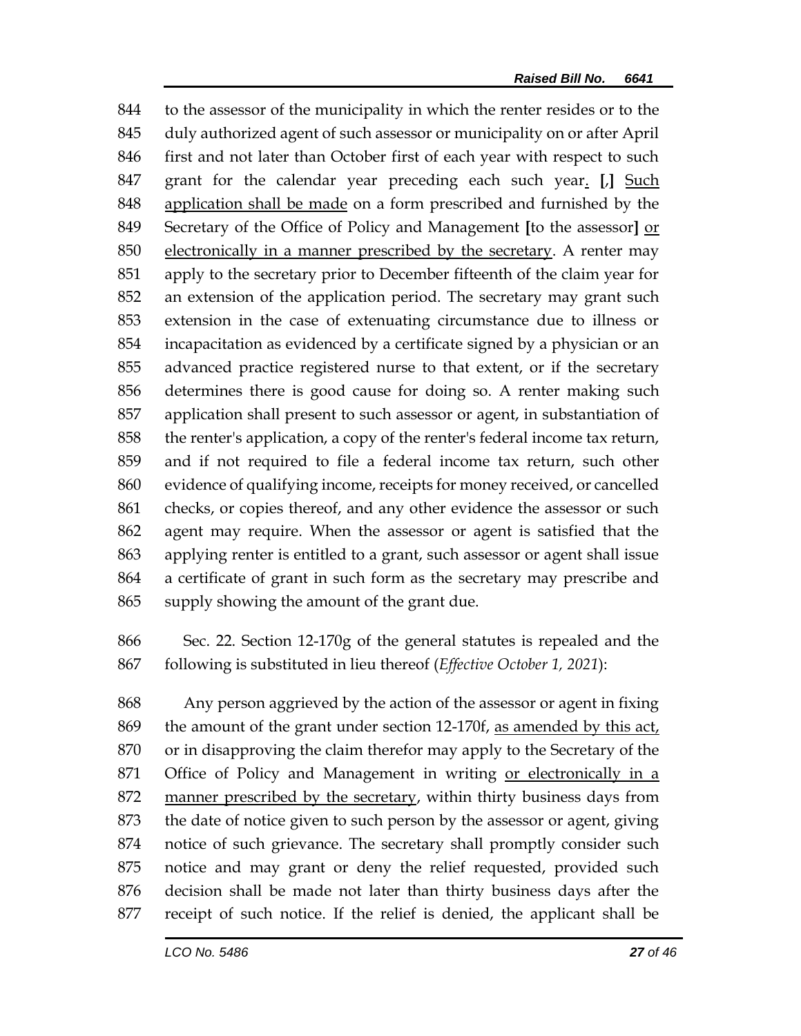844 to the assessor of the municipality in which the renter resides or to the
845 duly authorized agent of such assessor or municipality on or after April
846 first and not later than October first of each year with respect to such
847 grant for the calendar year preceding each such year<u>.</u> **[**,**]** <u>Such</u>
848 <u>application shall be made</u> on a form prescribed and furnished by the
849 Secretary of the Office of Policy and Management **[**to the assessor**]** <u>or</u>
850 <u>electronically in a manner prescribed by the secretary</u>. A renter may
851 apply to the secretary prior to December fifteenth of the claim year for
852 an extension of the application period. The secretary may grant such
853 extension in the case of extenuating circumstance due to illness or
854 incapacitation as evidenced by a certificate signed by a physician or an
855 advanced practice registered nurse to that extent, or if the secretary
856 determines there is good cause for doing so. A renter making such
857 application shall present to such assessor or agent, in substantiation of
858 the renter's application, a copy of the renter's federal income tax return,
859 and if not required to file a federal income tax return, such other
860 evidence of qualifying income, receipts for money received, or cancelled
861 checks, or copies thereof, and any other evidence the assessor or such
862 agent may require. When the assessor or agent is satisfied that the
863 applying renter is entitled to a grant, such assessor or agent shall issue
864 a certificate of grant in such form as the secretary may prescribe and
865 supply showing the amount of the grant due.

866 Sec. 22. Section 12-170g of the general statutes is repealed and the
867 following is substituted in lieu thereof (*Effective October 1, 2021*):

868 Any person aggrieved by the action of the assessor or agent in fixing
869 the amount of the grant under section 12-170f, <u>as amended by this act,</u>
870 or in disapproving the claim therefor may apply to the Secretary of the
871 Office of Policy and Management in writing <u>or electronically in a</u>
872 <u>manner prescribed by the secretary</u>, within thirty business days from
873 the date of notice given to such person by the assessor or agent, giving
874 notice of such grievance. The secretary shall promptly consider such
875 notice and may grant or deny the relief requested, provided such
876 decision shall be made not later than thirty business days after the
877 receipt of such notice. If the relief is denied, the applicant shall be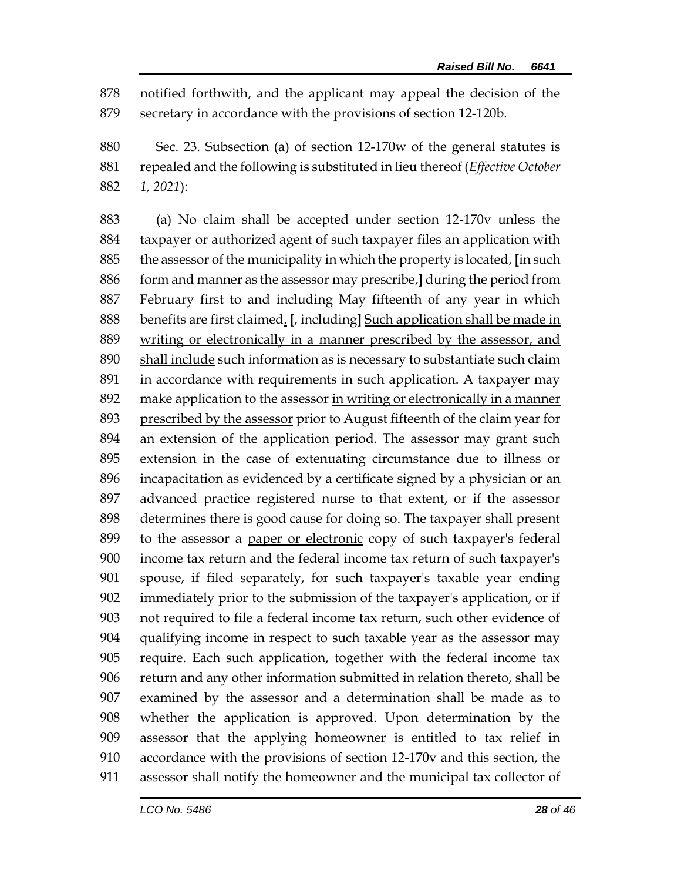notified forthwith, and the applicant may appeal the decision of the secretary in accordance with the provisions of section 12-120b.

Sec. 23. Subsection (a) of section 12-170w of the general statutes is repealed and the following is substituted in lieu thereof (*Effective October 1, 2021*):

(a) No claim shall be accepted under section 12-170v unless the taxpayer or authorized agent of such taxpayer files an application with the assessor of the municipality in which the property is located, **[**in such form and manner as the assessor may prescribe,**]** during the period from February first to and including May fifteenth of any year in which benefits are first claimed<u>.</u> **[**, including**]** <u>Such application shall be made in writing or electronically in a manner prescribed by the assessor, and shall include</u> such information as is necessary to substantiate such claim in accordance with requirements in such application. A taxpayer may make application to the assessor <u>in writing or electronically in a manner prescribed by the assessor</u> prior to August fifteenth of the claim year for an extension of the application period. The assessor may grant such extension in the case of extenuating circumstance due to illness or incapacitation as evidenced by a certificate signed by a physician or an advanced practice registered nurse to that extent, or if the assessor determines there is good cause for doing so. The taxpayer shall present to the assessor a <u>paper or electronic</u> copy of such taxpayer's federal income tax return and the federal income tax return of such taxpayer's spouse, if filed separately, for such taxpayer's taxable year ending immediately prior to the submission of the taxpayer's application, or if not required to file a federal income tax return, such other evidence of qualifying income in respect to such taxable year as the assessor may require. Each such application, together with the federal income tax return and any other information submitted in relation thereto, shall be examined by the assessor and a determination shall be made as to whether the application is approved. Upon determination by the assessor that the applying homeowner is entitled to tax relief in accordance with the provisions of section 12-170v and this section, the assessor shall notify the homeowner and the municipal tax collector of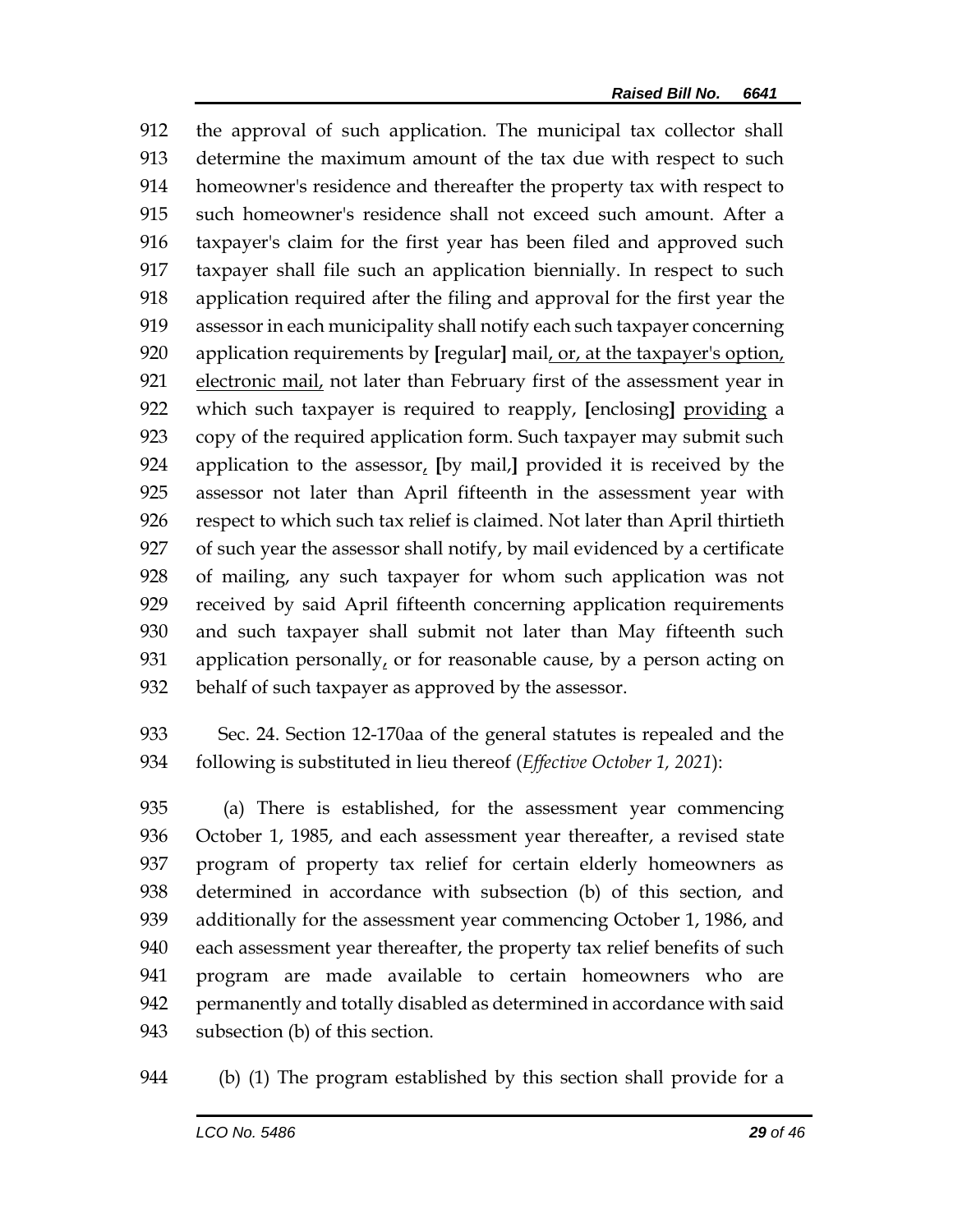912 the approval of such application. The municipal tax collector shall
913 determine the maximum amount of the tax due with respect to such
914 homeowner's residence and thereafter the property tax with respect to
915 such homeowner's residence shall not exceed such amount. After a
916 taxpayer's claim for the first year has been filed and approved such
917 taxpayer shall file such an application biennially. In respect to such
918 application required after the filing and approval for the first year the
919 assessor in each municipality shall notify each such taxpayer concerning
920 application requirements by **[**regular**]** mail<u>, or, at the taxpayer's option,</u>
921 <u>electronic mail,</u> not later than February first of the assessment year in
922 which such taxpayer is required to reapply, **[**enclosing**]** <u>providing</u> a
923 copy of the required application form. Such taxpayer may submit such
924 application to the assessor<u>,</u> **[**by mail,**]** provided it is received by the
925 assessor not later than April fifteenth in the assessment year with
926 respect to which such tax relief is claimed. Not later than April thirtieth
927 of such year the assessor shall notify, by mail evidenced by a certificate
928 of mailing, any such taxpayer for whom such application was not
929 received by said April fifteenth concerning application requirements
930 and such taxpayer shall submit not later than May fifteenth such
931 application personally<u>,</u> or for reasonable cause, by a person acting on
932 behalf of such taxpayer as approved by the assessor.

933 Sec. 24. Section 12-170aa of the general statutes is repealed and the
934 following is substituted in lieu thereof (*Effective October 1, 2021*):

935 (a) There is established, for the assessment year commencing
936 October 1, 1985, and each assessment year thereafter, a revised state
937 program of property tax relief for certain elderly homeowners as
938 determined in accordance with subsection (b) of this section, and
939 additionally for the assessment year commencing October 1, 1986, and
940 each assessment year thereafter, the property tax relief benefits of such
941 program are made available to certain homeowners who are
942 permanently and totally disabled as determined in accordance with said
943 subsection (b) of this section.

944 (b) (1) The program established by this section shall provide for a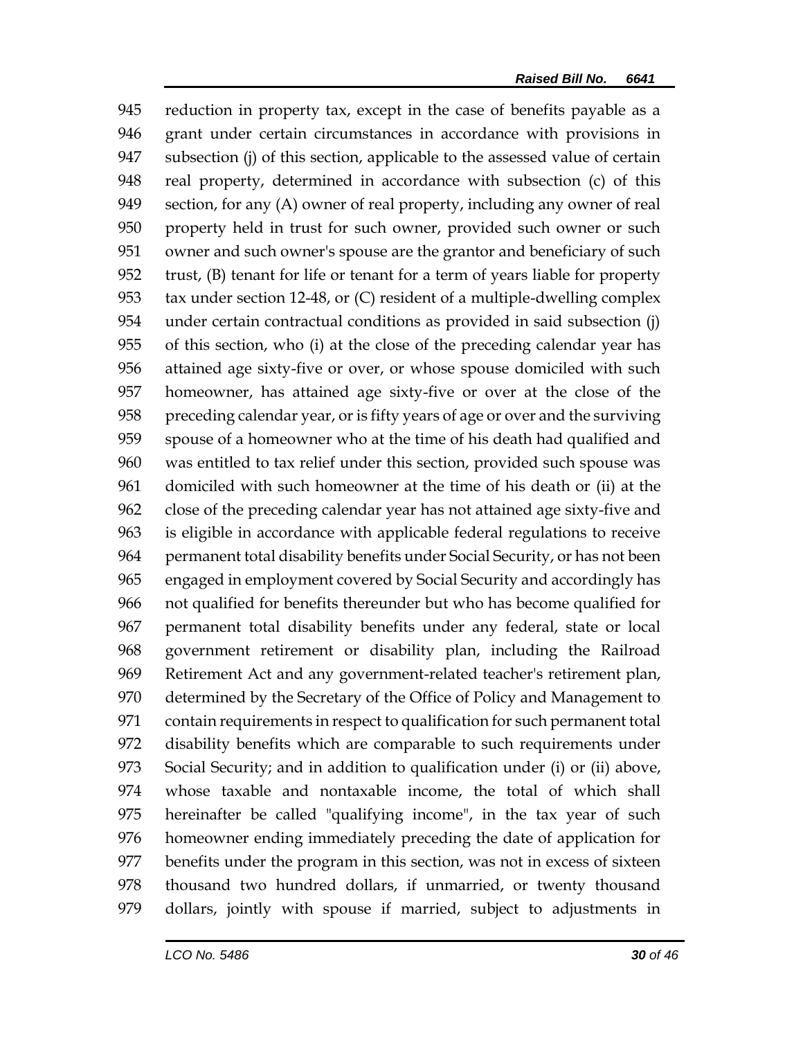reduction in property tax, except in the case of benefits payable as a grant under certain circumstances in accordance with provisions in subsection (j) of this section, applicable to the assessed value of certain real property, determined in accordance with subsection (c) of this section, for any (A) owner of real property, including any owner of real property held in trust for such owner, provided such owner or such owner and such owner's spouse are the grantor and beneficiary of such trust, (B) tenant for life or tenant for a term of years liable for property tax under section 12-48, or (C) resident of a multiple-dwelling complex under certain contractual conditions as provided in said subsection (j) of this section, who (i) at the close of the preceding calendar year has attained age sixty-five or over, or whose spouse domiciled with such homeowner, has attained age sixty-five or over at the close of the preceding calendar year, or is fifty years of age or over and the surviving spouse of a homeowner who at the time of his death had qualified and was entitled to tax relief under this section, provided such spouse was domiciled with such homeowner at the time of his death or (ii) at the close of the preceding calendar year has not attained age sixty-five and is eligible in accordance with applicable federal regulations to receive permanent total disability benefits under Social Security, or has not been engaged in employment covered by Social Security and accordingly has not qualified for benefits thereunder but who has become qualified for permanent total disability benefits under any federal, state or local government retirement or disability plan, including the Railroad Retirement Act and any government-related teacher's retirement plan, determined by the Secretary of the Office of Policy and Management to contain requirements in respect to qualification for such permanent total disability benefits which are comparable to such requirements under Social Security; and in addition to qualification under (i) or (ii) above, whose taxable and nontaxable income, the total of which shall hereinafter be called "qualifying income", in the tax year of such homeowner ending immediately preceding the date of application for benefits under the program in this section, was not in excess of sixteen thousand two hundred dollars, if unmarried, or twenty thousand dollars, jointly with spouse if married, subject to adjustments in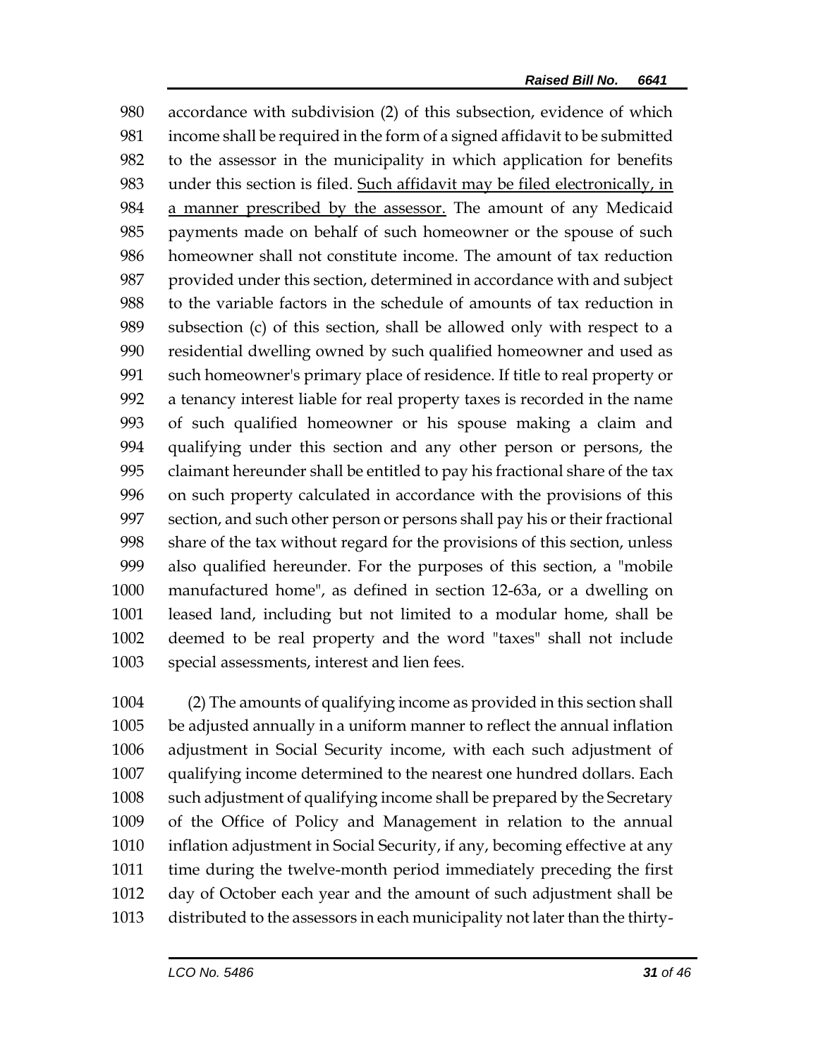accordance with subdivision (2) of this subsection, evidence of which income shall be required in the form of a signed affidavit to be submitted to the assessor in the municipality in which application for benefits under this section is filed. <u>Such affidavit may be filed electronically, in a manner prescribed by the assessor.</u> The amount of any Medicaid payments made on behalf of such homeowner or the spouse of such homeowner shall not constitute income. The amount of tax reduction provided under this section, determined in accordance with and subject to the variable factors in the schedule of amounts of tax reduction in subsection (c) of this section, shall be allowed only with respect to a residential dwelling owned by such qualified homeowner and used as such homeowner's primary place of residence. If title to real property or a tenancy interest liable for real property taxes is recorded in the name of such qualified homeowner or his spouse making a claim and qualifying under this section and any other person or persons, the claimant hereunder shall be entitled to pay his fractional share of the tax on such property calculated in accordance with the provisions of this section, and such other person or persons shall pay his or their fractional share of the tax without regard for the provisions of this section, unless also qualified hereunder. For the purposes of this section, a "mobile manufactured home", as defined in section 12-63a, or a dwelling on leased land, including but not limited to a modular home, shall be deemed to be real property and the word "taxes" shall not include special assessments, interest and lien fees.

(2) The amounts of qualifying income as provided in this section shall be adjusted annually in a uniform manner to reflect the annual inflation adjustment in Social Security income, with each such adjustment of qualifying income determined to the nearest one hundred dollars. Each such adjustment of qualifying income shall be prepared by the Secretary of the Office of Policy and Management in relation to the annual inflation adjustment in Social Security, if any, becoming effective at any time during the twelve-month period immediately preceding the first day of October each year and the amount of such adjustment shall be distributed to the assessors in each municipality not later than the thirty-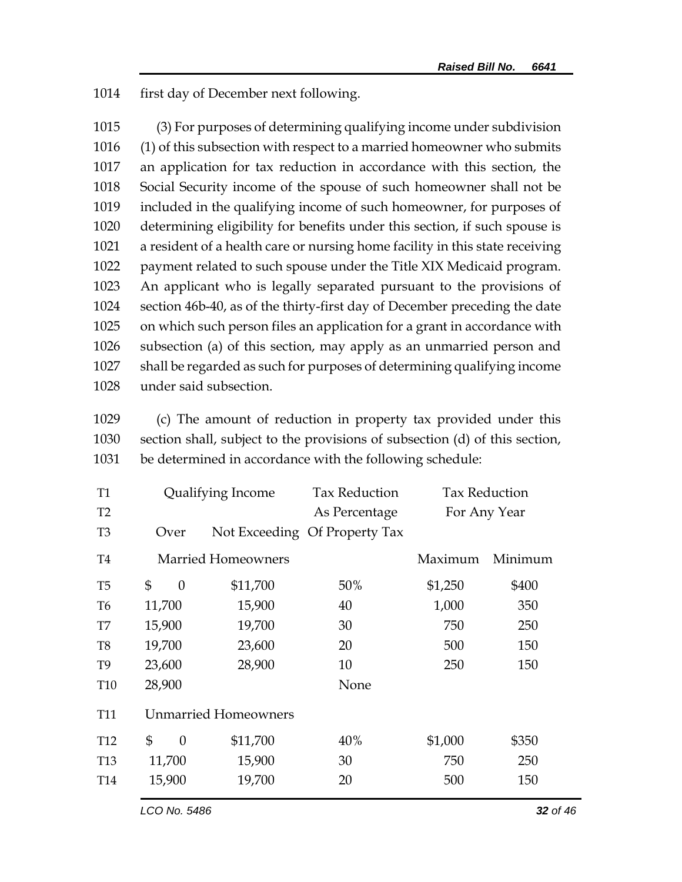first day of December next following.

(3) For purposes of determining qualifying income under subdivision (1) of this subsection with respect to a married homeowner who submits an application for tax reduction in accordance with this section, the Social Security income of the spouse of such homeowner shall not be included in the qualifying income of such homeowner, for purposes of determining eligibility for benefits under this section, if such spouse is a resident of a health care or nursing home facility in this state receiving payment related to such spouse under the Title XIX Medicaid program. An applicant who is legally separated pursuant to the provisions of section 46b-40, as of the thirty-first day of December preceding the date on which such person files an application for a grant in accordance with subsection (a) of this section, may apply as an unmarried person and shall be regarded as such for purposes of determining qualifying income under said subsection.

(c) The amount of reduction in property tax provided under this section shall, subject to the provisions of subsection (d) of this section, be determined in accordance with the following schedule:

| Qualifying Income | | Tax Reduction As Percentage | Tax Reduction For Any Year | |
|---|---|---|---|---|
| Over | Not Exceeding | Of Property Tax | | |
| Married Homeowners | | | Maximum | Minimum |
| $ 0 | $11,700 | 50% | $1,250 | $400 |
| 11,700 | 15,900 | 40 | 1,000 | 350 |
| 15,900 | 19,700 | 30 | 750 | 250 |
| 19,700 | 23,600 | 20 | 500 | 150 |
| 23,600 | 28,900 | 10 | 250 | 150 |
| 28,900 | | None | | |
| Unmarried Homeowners | | | | |
| $ 0 | $11,700 | 40% | $1,000 | $350 |
| 11,700 | 15,900 | 30 | 750 | 250 |
| 15,900 | 19,700 | 20 | 500 | 150 |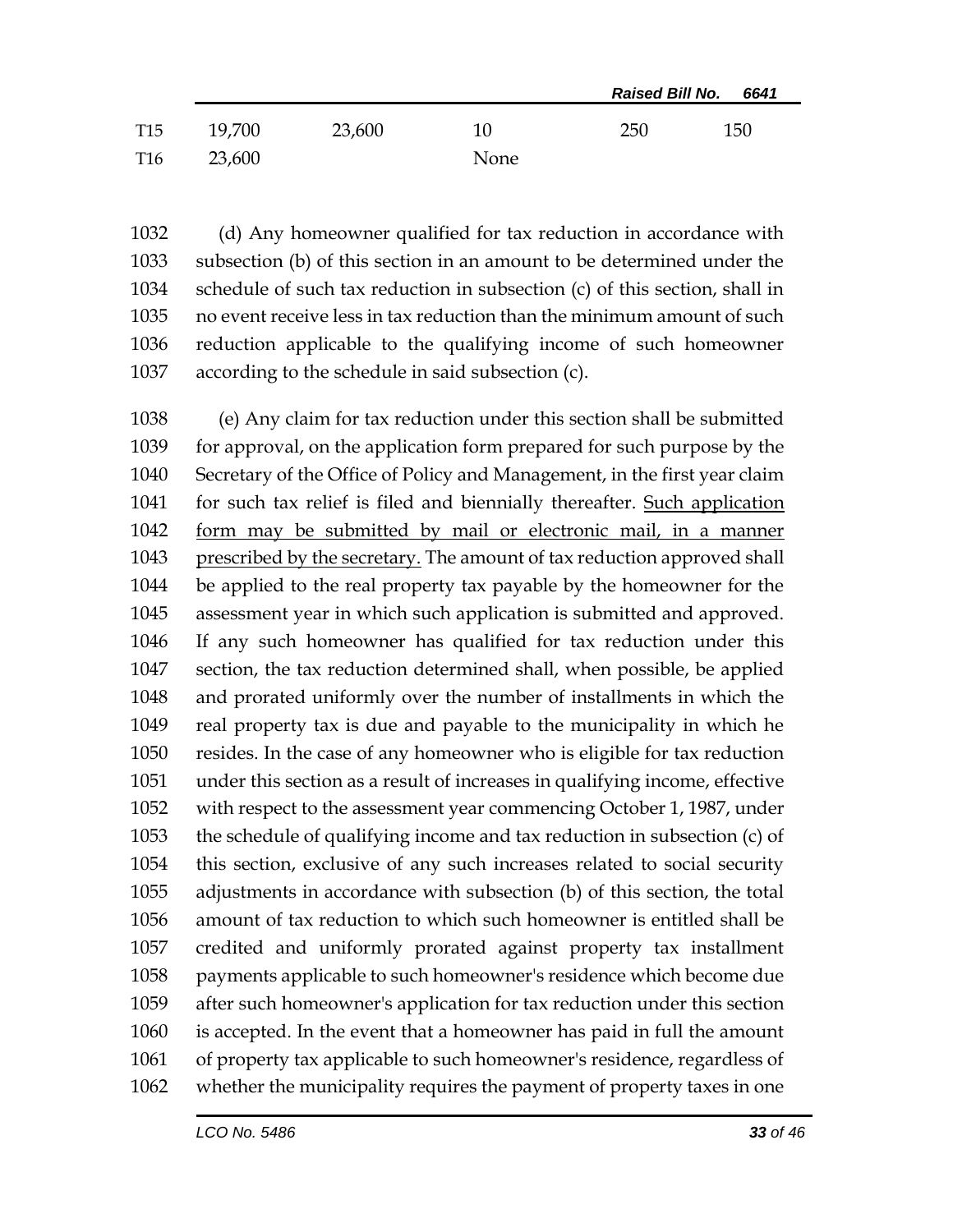| | | | | | |
|---|---|---|---|---|---|
| T15 | 19,700 | 23,600 | 10 | 250 | 150 |
| T16 | 23,600 | | None | | |

1032 (d) Any homeowner qualified for tax reduction in accordance with
1033 subsection (b) of this section in an amount to be determined under the
1034 schedule of such tax reduction in subsection (c) of this section, shall in
1035 no event receive less in tax reduction than the minimum amount of such
1036 reduction applicable to the qualifying income of such homeowner
1037 according to the schedule in said subsection (c).

1038 (e) Any claim for tax reduction under this section shall be submitted
1039 for approval, on the application form prepared for such purpose by the
1040 Secretary of the Office of Policy and Management, in the first year claim
1041 for such tax relief is filed and biennially thereafter. <u>Such application</u>
1042 <u>form may be submitted by mail or electronic mail, in a manner</u>
1043 <u>prescribed by the secretary.</u> The amount of tax reduction approved shall
1044 be applied to the real property tax payable by the homeowner for the
1045 assessment year in which such application is submitted and approved.
1046 If any such homeowner has qualified for tax reduction under this
1047 section, the tax reduction determined shall, when possible, be applied
1048 and prorated uniformly over the number of installments in which the
1049 real property tax is due and payable to the municipality in which he
1050 resides. In the case of any homeowner who is eligible for tax reduction
1051 under this section as a result of increases in qualifying income, effective
1052 with respect to the assessment year commencing October 1, 1987, under
1053 the schedule of qualifying income and tax reduction in subsection (c) of
1054 this section, exclusive of any such increases related to social security
1055 adjustments in accordance with subsection (b) of this section, the total
1056 amount of tax reduction to which such homeowner is entitled shall be
1057 credited and uniformly prorated against property tax installment
1058 payments applicable to such homeowner's residence which become due
1059 after such homeowner's application for tax reduction under this section
1060 is accepted. In the event that a homeowner has paid in full the amount
1061 of property tax applicable to such homeowner's residence, regardless of
1062 whether the municipality requires the payment of property taxes in one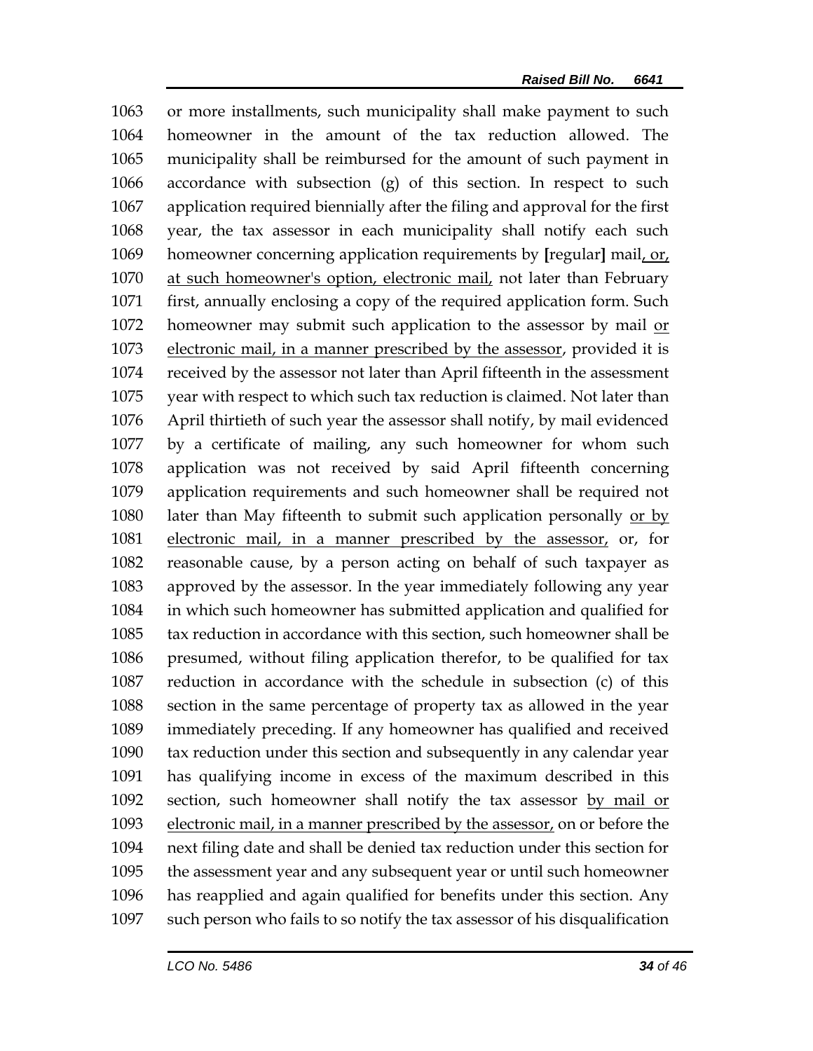1063 or more installments, such municipality shall make payment to such
1064 homeowner in the amount of the tax reduction allowed. The
1065 municipality shall be reimbursed for the amount of such payment in
1066 accordance with subsection (g) of this section. In respect to such
1067 application required biennially after the filing and approval for the first
1068 year, the tax assessor in each municipality shall notify each such
1069 homeowner concerning application requirements by [regular] mail<u>, or,</u>
1070 <u>at such homeowner's option, electronic mail,</u> not later than February
1071 first, annually enclosing a copy of the required application form. Such
1072 homeowner may submit such application to the assessor by mail <u>or</u>
1073 <u>electronic mail, in a manner prescribed by the assessor</u>, provided it is
1074 received by the assessor not later than April fifteenth in the assessment
1075 year with respect to which such tax reduction is claimed. Not later than
1076 April thirtieth of such year the assessor shall notify, by mail evidenced
1077 by a certificate of mailing, any such homeowner for whom such
1078 application was not received by said April fifteenth concerning
1079 application requirements and such homeowner shall be required not
1080 later than May fifteenth to submit such application personally <u>or by</u>
1081 <u>electronic mail, in a manner prescribed by the assessor,</u> or, for
1082 reasonable cause, by a person acting on behalf of such taxpayer as
1083 approved by the assessor. In the year immediately following any year
1084 in which such homeowner has submitted application and qualified for
1085 tax reduction in accordance with this section, such homeowner shall be
1086 presumed, without filing application therefor, to be qualified for tax
1087 reduction in accordance with the schedule in subsection (c) of this
1088 section in the same percentage of property tax as allowed in the year
1089 immediately preceding. If any homeowner has qualified and received
1090 tax reduction under this section and subsequently in any calendar year
1091 has qualifying income in excess of the maximum described in this
1092 section, such homeowner shall notify the tax assessor <u>by mail or</u>
1093 <u>electronic mail, in a manner prescribed by the assessor,</u> on or before the
1094 next filing date and shall be denied tax reduction under this section for
1095 the assessment year and any subsequent year or until such homeowner
1096 has reapplied and again qualified for benefits under this section. Any
1097 such person who fails to so notify the tax assessor of his disqualification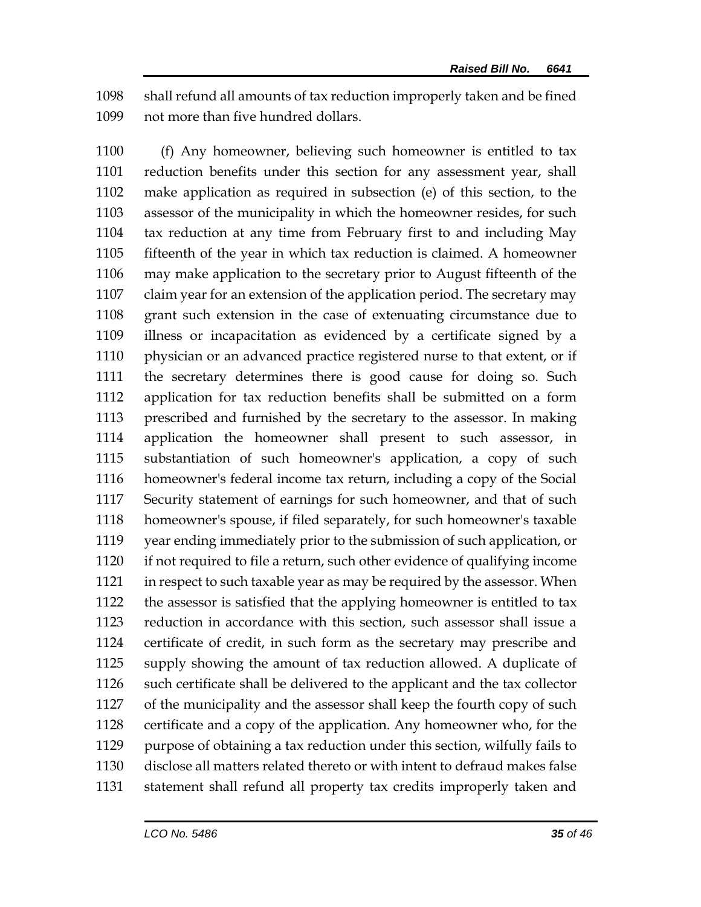shall refund all amounts of tax reduction improperly taken and be fined not more than five hundred dollars.

(f) Any homeowner, believing such homeowner is entitled to tax reduction benefits under this section for any assessment year, shall make application as required in subsection (e) of this section, to the assessor of the municipality in which the homeowner resides, for such tax reduction at any time from February first to and including May fifteenth of the year in which tax reduction is claimed. A homeowner may make application to the secretary prior to August fifteenth of the claim year for an extension of the application period. The secretary may grant such extension in the case of extenuating circumstance due to illness or incapacitation as evidenced by a certificate signed by a physician or an advanced practice registered nurse to that extent, or if the secretary determines there is good cause for doing so. Such application for tax reduction benefits shall be submitted on a form prescribed and furnished by the secretary to the assessor. In making application the homeowner shall present to such assessor, in substantiation of such homeowner's application, a copy of such homeowner's federal income tax return, including a copy of the Social Security statement of earnings for such homeowner, and that of such homeowner's spouse, if filed separately, for such homeowner's taxable year ending immediately prior to the submission of such application, or if not required to file a return, such other evidence of qualifying income in respect to such taxable year as may be required by the assessor. When the assessor is satisfied that the applying homeowner is entitled to tax reduction in accordance with this section, such assessor shall issue a certificate of credit, in such form as the secretary may prescribe and supply showing the amount of tax reduction allowed. A duplicate of such certificate shall be delivered to the applicant and the tax collector of the municipality and the assessor shall keep the fourth copy of such certificate and a copy of the application. Any homeowner who, for the purpose of obtaining a tax reduction under this section, wilfully fails to disclose all matters related thereto or with intent to defraud makes false statement shall refund all property tax credits improperly taken and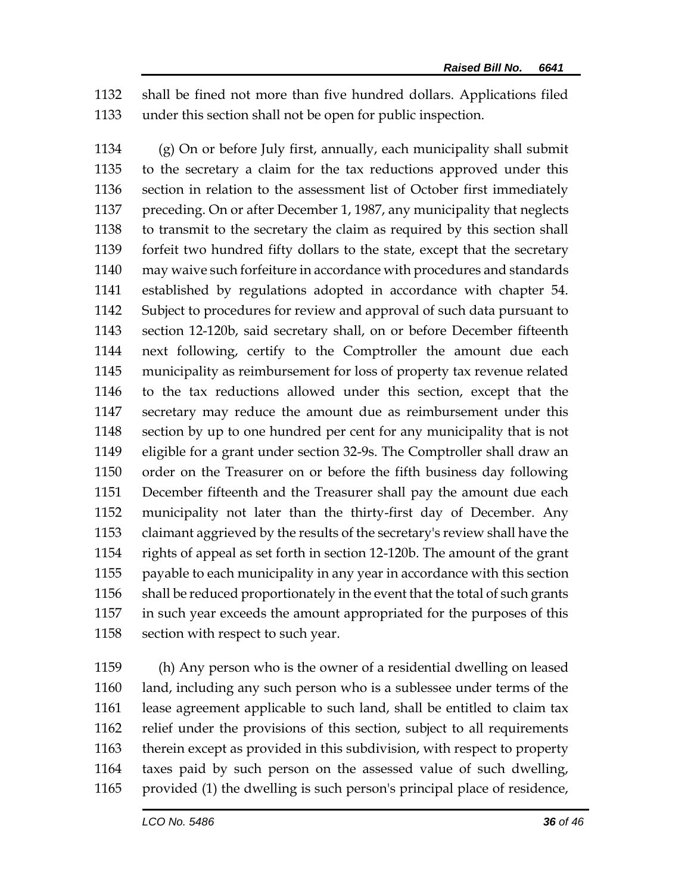shall be fined not more than five hundred dollars. Applications filed under this section shall not be open for public inspection.

(g) On or before July first, annually, each municipality shall submit to the secretary a claim for the tax reductions approved under this section in relation to the assessment list of October first immediately preceding. On or after December 1, 1987, any municipality that neglects to transmit to the secretary the claim as required by this section shall forfeit two hundred fifty dollars to the state, except that the secretary may waive such forfeiture in accordance with procedures and standards established by regulations adopted in accordance with chapter 54. Subject to procedures for review and approval of such data pursuant to section 12-120b, said secretary shall, on or before December fifteenth next following, certify to the Comptroller the amount due each municipality as reimbursement for loss of property tax revenue related to the tax reductions allowed under this section, except that the secretary may reduce the amount due as reimbursement under this section by up to one hundred per cent for any municipality that is not eligible for a grant under section 32-9s. The Comptroller shall draw an order on the Treasurer on or before the fifth business day following December fifteenth and the Treasurer shall pay the amount due each municipality not later than the thirty-first day of December. Any claimant aggrieved by the results of the secretary's review shall have the rights of appeal as set forth in section 12-120b. The amount of the grant payable to each municipality in any year in accordance with this section shall be reduced proportionately in the event that the total of such grants in such year exceeds the amount appropriated for the purposes of this section with respect to such year.

(h) Any person who is the owner of a residential dwelling on leased land, including any such person who is a sublessee under terms of the lease agreement applicable to such land, shall be entitled to claim tax relief under the provisions of this section, subject to all requirements therein except as provided in this subdivision, with respect to property taxes paid by such person on the assessed value of such dwelling, provided (1) the dwelling is such person's principal place of residence,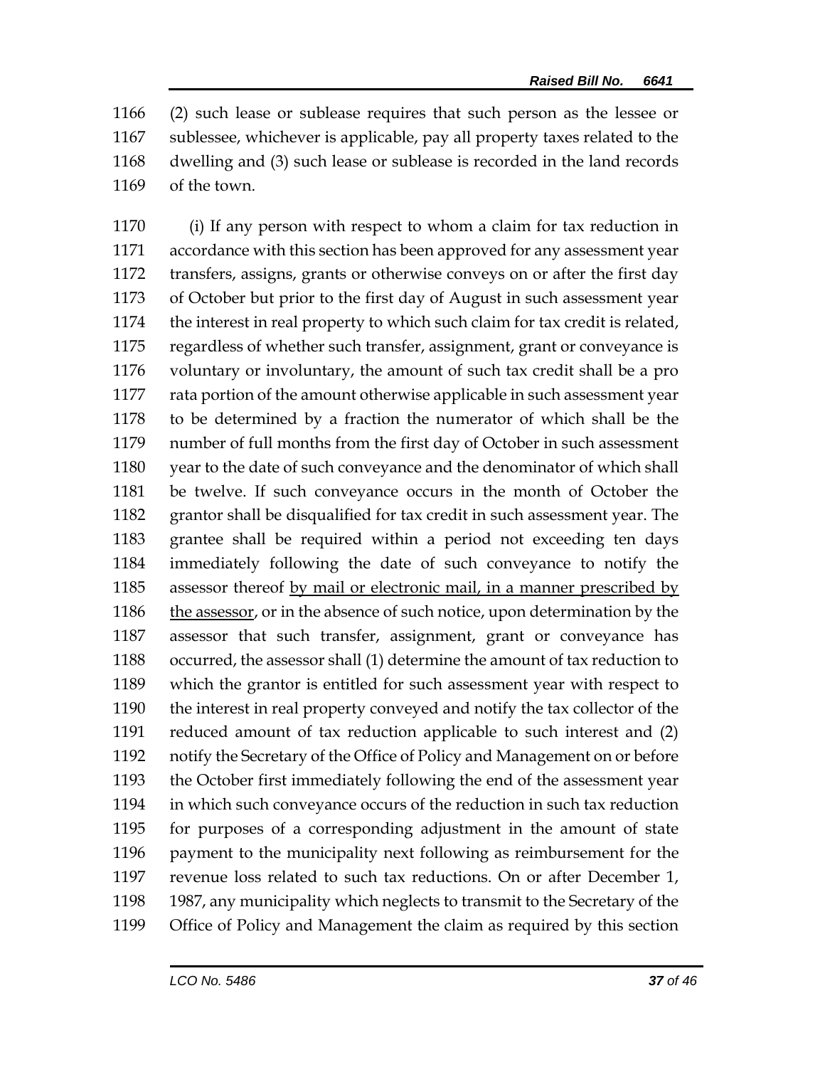(2) such lease or sublease requires that such person as the lessee or sublessee, whichever is applicable, pay all property taxes related to the dwelling and (3) such lease or sublease is recorded in the land records of the town.

(i) If any person with respect to whom a claim for tax reduction in accordance with this section has been approved for any assessment year transfers, assigns, grants or otherwise conveys on or after the first day of October but prior to the first day of August in such assessment year the interest in real property to which such claim for tax credit is related, regardless of whether such transfer, assignment, grant or conveyance is voluntary or involuntary, the amount of such tax credit shall be a pro rata portion of the amount otherwise applicable in such assessment year to be determined by a fraction the numerator of which shall be the number of full months from the first day of October in such assessment year to the date of such conveyance and the denominator of which shall be twelve. If such conveyance occurs in the month of October the grantor shall be disqualified for tax credit in such assessment year. The grantee shall be required within a period not exceeding ten days immediately following the date of such conveyance to notify the assessor thereof <u>by mail or electronic mail, in a manner prescribed by the assessor</u>, or in the absence of such notice, upon determination by the assessor that such transfer, assignment, grant or conveyance has occurred, the assessor shall (1) determine the amount of tax reduction to which the grantor is entitled for such assessment year with respect to the interest in real property conveyed and notify the tax collector of the reduced amount of tax reduction applicable to such interest and (2) notify the Secretary of the Office of Policy and Management on or before the October first immediately following the end of the assessment year in which such conveyance occurs of the reduction in such tax reduction for purposes of a corresponding adjustment in the amount of state payment to the municipality next following as reimbursement for the revenue loss related to such tax reductions. On or after December 1, 1987, any municipality which neglects to transmit to the Secretary of the Office of Policy and Management the claim as required by this section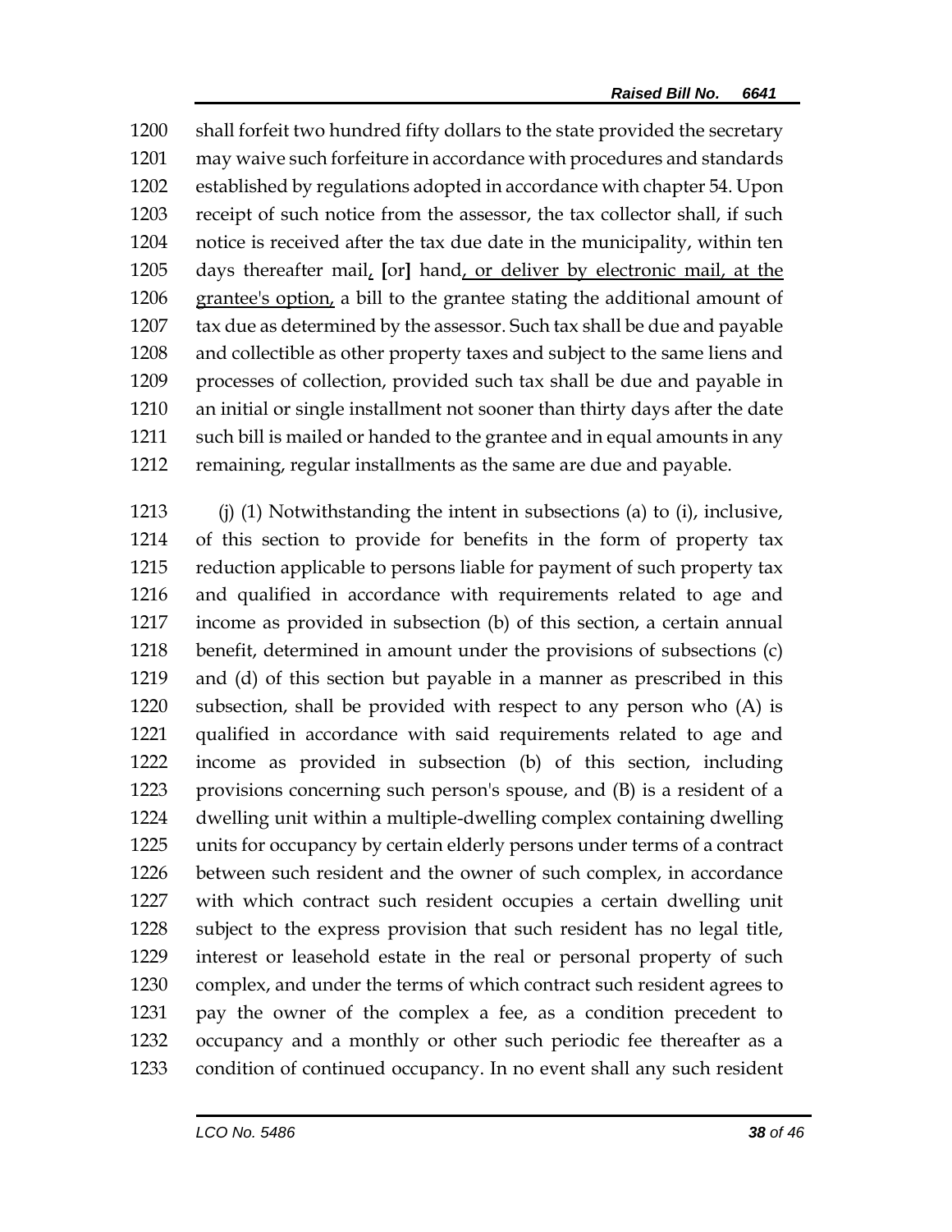1200 shall forfeit two hundred fifty dollars to the state provided the secretary
1201 may waive such forfeiture in accordance with procedures and standards
1202 established by regulations adopted in accordance with chapter 54. Upon
1203 receipt of such notice from the assessor, the tax collector shall, if such
1204 notice is received after the tax due date in the municipality, within ten
1205 days thereafter mail, [or] hand, or deliver by electronic mail, at the
1206 grantee's option, a bill to the grantee stating the additional amount of
1207 tax due as determined by the assessor. Such tax shall be due and payable
1208 and collectible as other property taxes and subject to the same liens and
1209 processes of collection, provided such tax shall be due and payable in
1210 an initial or single installment not sooner than thirty days after the date
1211 such bill is mailed or handed to the grantee and in equal amounts in any
1212 remaining, regular installments as the same are due and payable.

1213 (j) (1) Notwithstanding the intent in subsections (a) to (i), inclusive,
1214 of this section to provide for benefits in the form of property tax
1215 reduction applicable to persons liable for payment of such property tax
1216 and qualified in accordance with requirements related to age and
1217 income as provided in subsection (b) of this section, a certain annual
1218 benefit, determined in amount under the provisions of subsections (c)
1219 and (d) of this section but payable in a manner as prescribed in this
1220 subsection, shall be provided with respect to any person who (A) is
1221 qualified in accordance with said requirements related to age and
1222 income as provided in subsection (b) of this section, including
1223 provisions concerning such person's spouse, and (B) is a resident of a
1224 dwelling unit within a multiple-dwelling complex containing dwelling
1225 units for occupancy by certain elderly persons under terms of a contract
1226 between such resident and the owner of such complex, in accordance
1227 with which contract such resident occupies a certain dwelling unit
1228 subject to the express provision that such resident has no legal title,
1229 interest or leasehold estate in the real or personal property of such
1230 complex, and under the terms of which contract such resident agrees to
1231 pay the owner of the complex a fee, as a condition precedent to
1232 occupancy and a monthly or other such periodic fee thereafter as a
1233 condition of continued occupancy. In no event shall any such resident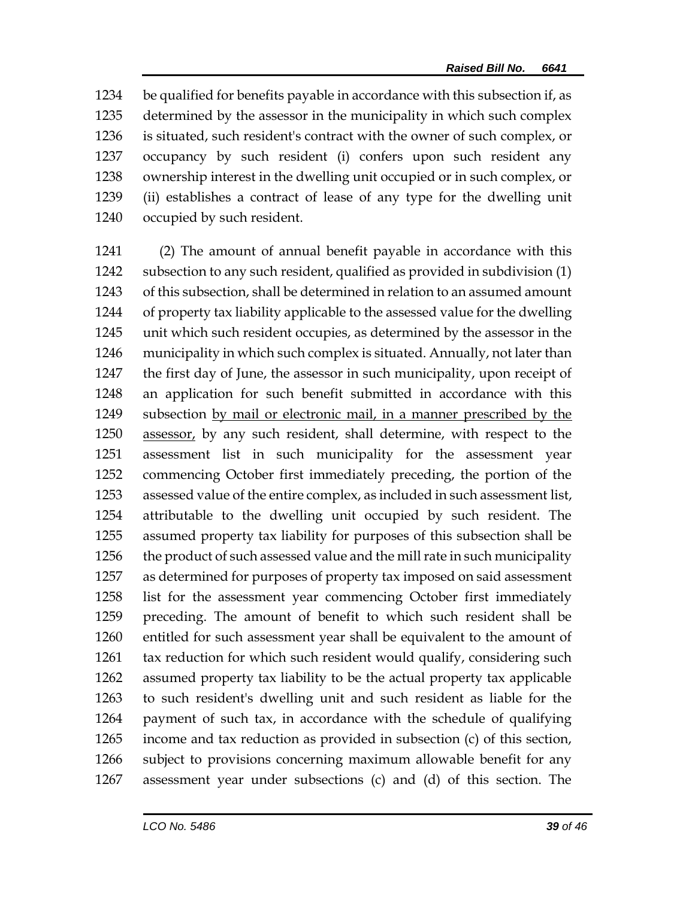1234 be qualified for benefits payable in accordance with this subsection if, as
1235 determined by the assessor in the municipality in which such complex
1236 is situated, such resident's contract with the owner of such complex, or
1237 occupancy by such resident (i) confers upon such resident any
1238 ownership interest in the dwelling unit occupied or in such complex, or
1239 (ii) establishes a contract of lease of any type for the dwelling unit
1240 occupied by such resident.

1241 (2) The amount of annual benefit payable in accordance with this
1242 subsection to any such resident, qualified as provided in subdivision (1)
1243 of this subsection, shall be determined in relation to an assumed amount
1244 of property tax liability applicable to the assessed value for the dwelling
1245 unit which such resident occupies, as determined by the assessor in the
1246 municipality in which such complex is situated. Annually, not later than
1247 the first day of June, the assessor in such municipality, upon receipt of
1248 an application for such benefit submitted in accordance with this
1249 subsection <u>by mail or electronic mail, in a manner prescribed by the</u>
1250 <u>assessor,</u> by any such resident, shall determine, with respect to the
1251 assessment list in such municipality for the assessment year
1252 commencing October first immediately preceding, the portion of the
1253 assessed value of the entire complex, as included in such assessment list,
1254 attributable to the dwelling unit occupied by such resident. The
1255 assumed property tax liability for purposes of this subsection shall be
1256 the product of such assessed value and the mill rate in such municipality
1257 as determined for purposes of property tax imposed on said assessment
1258 list for the assessment year commencing October first immediately
1259 preceding. The amount of benefit to which such resident shall be
1260 entitled for such assessment year shall be equivalent to the amount of
1261 tax reduction for which such resident would qualify, considering such
1262 assumed property tax liability to be the actual property tax applicable
1263 to such resident's dwelling unit and such resident as liable for the
1264 payment of such tax, in accordance with the schedule of qualifying
1265 income and tax reduction as provided in subsection (c) of this section,
1266 subject to provisions concerning maximum allowable benefit for any
1267 assessment year under subsections (c) and (d) of this section. The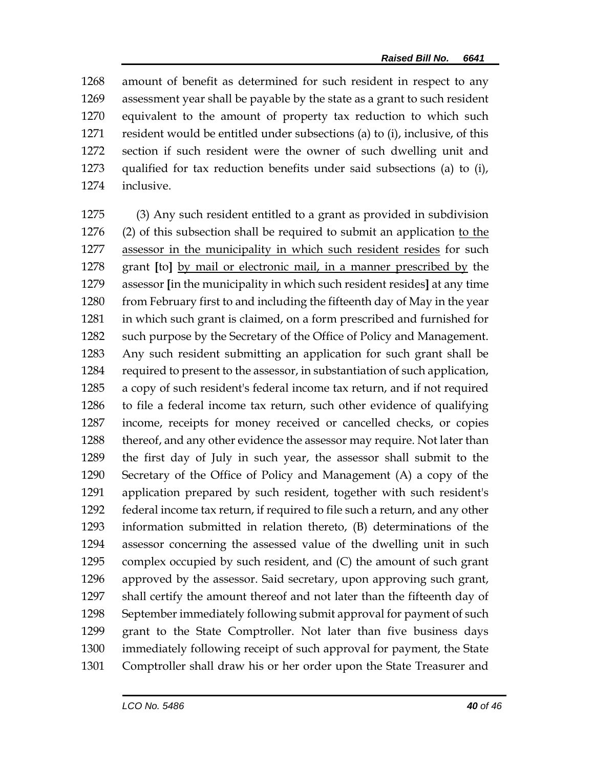1268 amount of benefit as determined for such resident in respect to any
1269 assessment year shall be payable by the state as a grant to such resident
1270 equivalent to the amount of property tax reduction to which such
1271 resident would be entitled under subsections (a) to (i), inclusive, of this
1272 section if such resident were the owner of such dwelling unit and
1273 qualified for tax reduction benefits under said subsections (a) to (i),
1274 inclusive.

1275 (3) Any such resident entitled to a grant as provided in subdivision
1276 (2) of this subsection shall be required to submit an application <u>to the</u>
1277 <u>assessor in the municipality in which such resident resides</u> for such
1278 grant **[**to**]** <u>by mail or electronic mail, in a manner prescribed by</u> the
1279 assessor **[**in the municipality in which such resident resides**]** at any time
1280 from February first to and including the fifteenth day of May in the year
1281 in which such grant is claimed, on a form prescribed and furnished for
1282 such purpose by the Secretary of the Office of Policy and Management.
1283 Any such resident submitting an application for such grant shall be
1284 required to present to the assessor, in substantiation of such application,
1285 a copy of such resident's federal income tax return, and if not required
1286 to file a federal income tax return, such other evidence of qualifying
1287 income, receipts for money received or cancelled checks, or copies
1288 thereof, and any other evidence the assessor may require. Not later than
1289 the first day of July in such year, the assessor shall submit to the
1290 Secretary of the Office of Policy and Management (A) a copy of the
1291 application prepared by such resident, together with such resident's
1292 federal income tax return, if required to file such a return, and any other
1293 information submitted in relation thereto, (B) determinations of the
1294 assessor concerning the assessed value of the dwelling unit in such
1295 complex occupied by such resident, and (C) the amount of such grant
1296 approved by the assessor. Said secretary, upon approving such grant,
1297 shall certify the amount thereof and not later than the fifteenth day of
1298 September immediately following submit approval for payment of such
1299 grant to the State Comptroller. Not later than five business days
1300 immediately following receipt of such approval for payment, the State
1301 Comptroller shall draw his or her order upon the State Treasurer and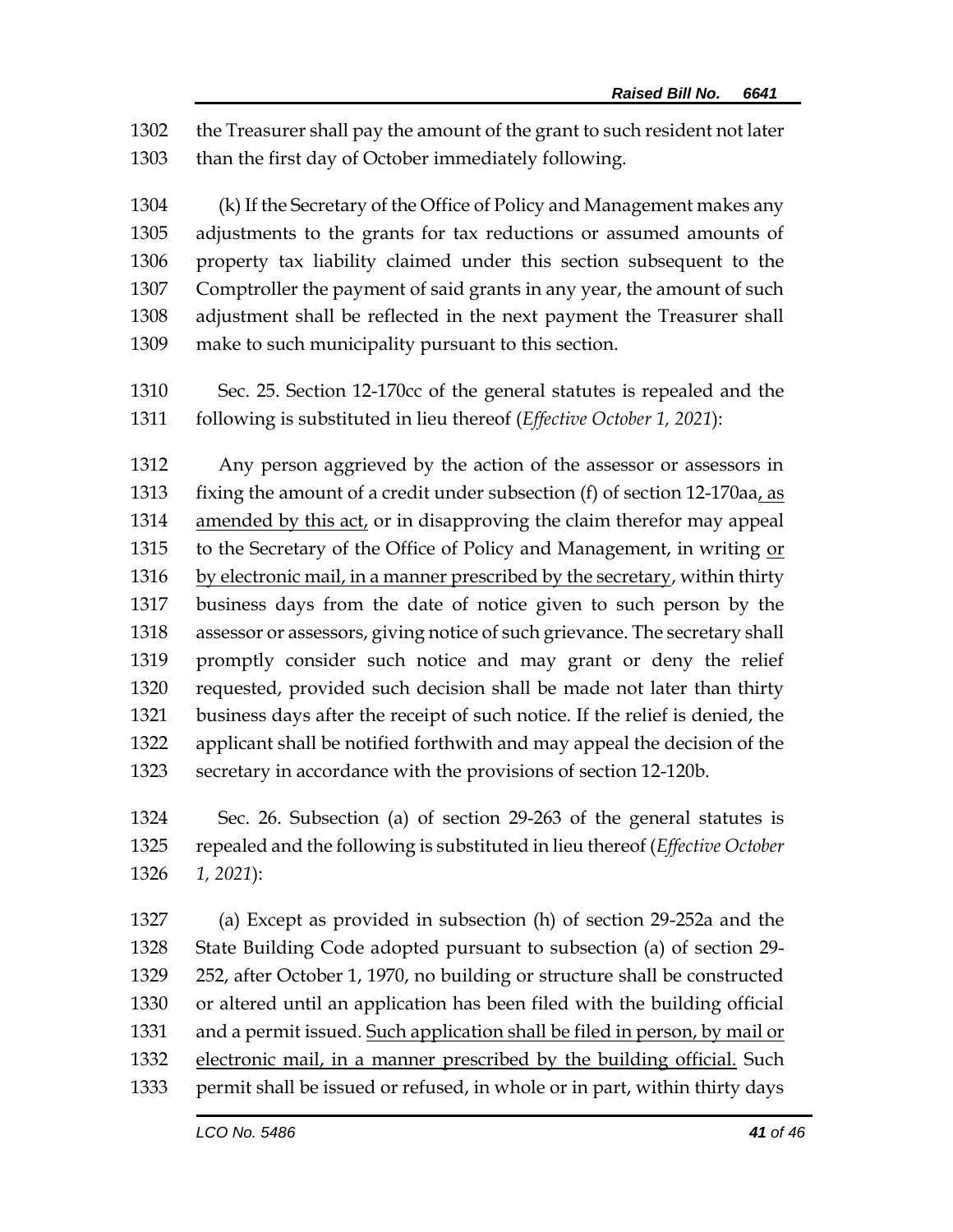1302 the Treasurer shall pay the amount of the grant to such resident not later
1303 than the first day of October immediately following.

1304 (k) If the Secretary of the Office of Policy and Management makes any
1305 adjustments to the grants for tax reductions or assumed amounts of
1306 property tax liability claimed under this section subsequent to the
1307 Comptroller the payment of said grants in any year, the amount of such
1308 adjustment shall be reflected in the next payment the Treasurer shall
1309 make to such municipality pursuant to this section.

1310 Sec. 25. Section 12-170cc of the general statutes is repealed and the
1311 following is substituted in lieu thereof (*Effective October 1, 2021*):

1312 Any person aggrieved by the action of the assessor or assessors in
1313 fixing the amount of a credit under subsection (f) of section 12-170aa<u>, as</u>
1314 <u>amended by this act</u>, or in disapproving the claim therefor may appeal
1315 to the Secretary of the Office of Policy and Management, in writing <u>or</u>
1316 <u>by electronic mail, in a manner prescribed by the secretary</u>, within thirty
1317 business days from the date of notice given to such person by the
1318 assessor or assessors, giving notice of such grievance. The secretary shall
1319 promptly consider such notice and may grant or deny the relief
1320 requested, provided such decision shall be made not later than thirty
1321 business days after the receipt of such notice. If the relief is denied, the
1322 applicant shall be notified forthwith and may appeal the decision of the
1323 secretary in accordance with the provisions of section 12-120b.

1324 Sec. 26. Subsection (a) of section 29-263 of the general statutes is
1325 repealed and the following is substituted in lieu thereof (*Effective October*
1326 *1, 2021*):

1327 (a) Except as provided in subsection (h) of section 29-252a and the
1328 State Building Code adopted pursuant to subsection (a) of section 29-
1329 252, after October 1, 1970, no building or structure shall be constructed
1330 or altered until an application has been filed with the building official
1331 and a permit issued. <u>Such application shall be filed in person, by mail or</u>
1332 <u>electronic mail, in a manner prescribed by the building official.</u> Such
1333 permit shall be issued or refused, in whole or in part, within thirty days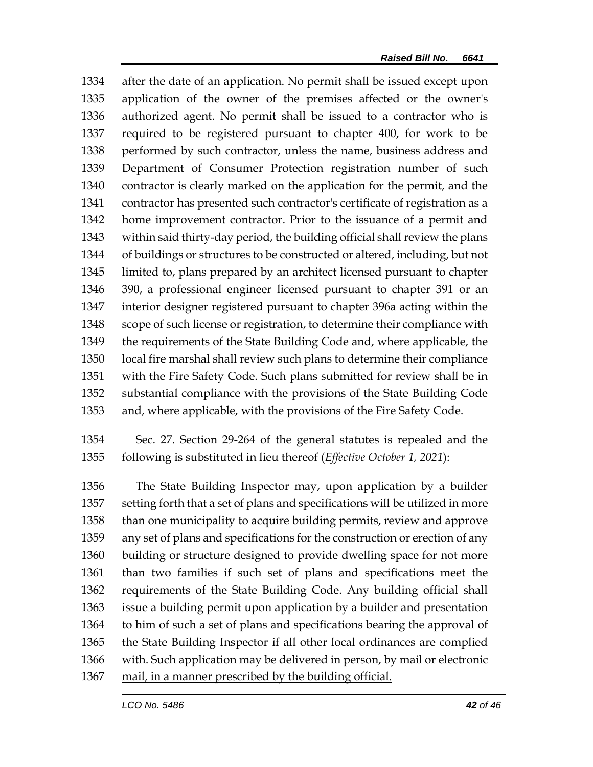after the date of an application. No permit shall be issued except upon application of the owner of the premises affected or the owner's authorized agent. No permit shall be issued to a contractor who is required to be registered pursuant to chapter 400, for work to be performed by such contractor, unless the name, business address and Department of Consumer Protection registration number of such contractor is clearly marked on the application for the permit, and the contractor has presented such contractor's certificate of registration as a home improvement contractor. Prior to the issuance of a permit and within said thirty-day period, the building official shall review the plans of buildings or structures to be constructed or altered, including, but not limited to, plans prepared by an architect licensed pursuant to chapter 390, a professional engineer licensed pursuant to chapter 391 or an interior designer registered pursuant to chapter 396a acting within the scope of such license or registration, to determine their compliance with the requirements of the State Building Code and, where applicable, the local fire marshal shall review such plans to determine their compliance with the Fire Safety Code. Such plans submitted for review shall be in substantial compliance with the provisions of the State Building Code and, where applicable, with the provisions of the Fire Safety Code.

Sec. 27. Section 29-264 of the general statutes is repealed and the following is substituted in lieu thereof (*Effective October 1, 2021*):

The State Building Inspector may, upon application by a builder setting forth that a set of plans and specifications will be utilized in more than one municipality to acquire building permits, review and approve any set of plans and specifications for the construction or erection of any building or structure designed to provide dwelling space for not more than two families if such set of plans and specifications meet the requirements of the State Building Code. Any building official shall issue a building permit upon application by a builder and presentation to him of such a set of plans and specifications bearing the approval of the State Building Inspector if all other local ordinances are complied with. <u>Such application may be delivered in person, by mail or electronic mail, in a manner prescribed by the building official.</u>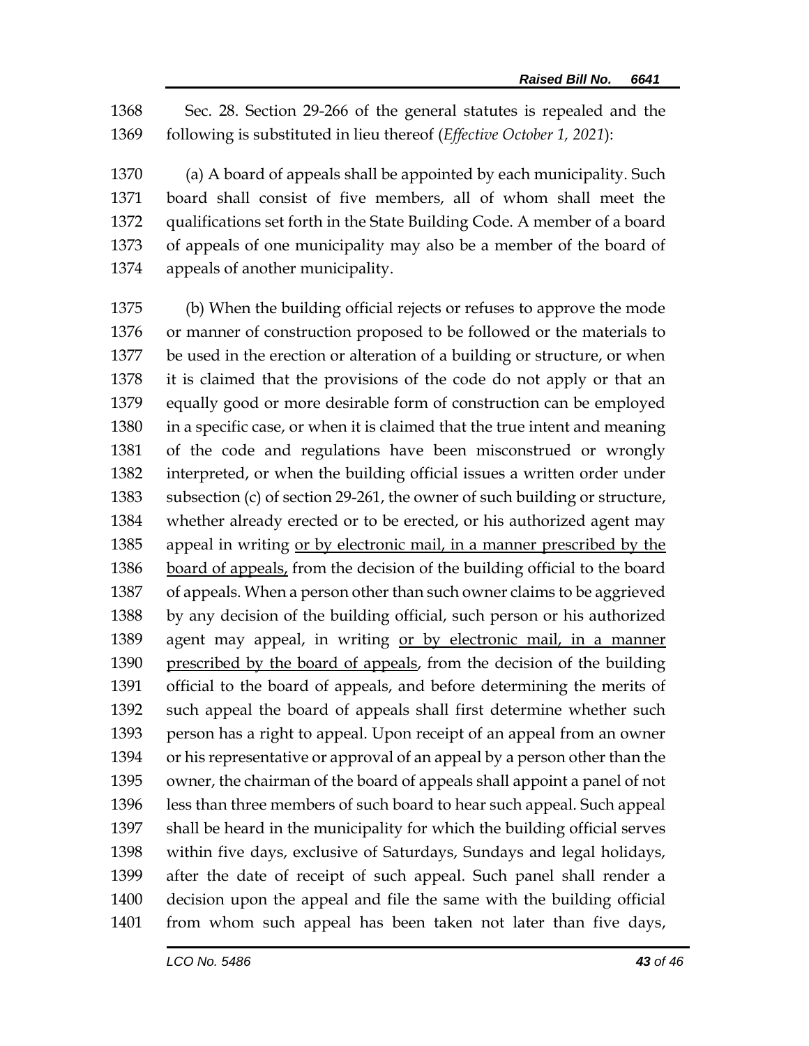Sec. 28. Section 29-266 of the general statutes is repealed and the following is substituted in lieu thereof (*Effective October 1, 2021*):

(a) A board of appeals shall be appointed by each municipality. Such board shall consist of five members, all of whom shall meet the qualifications set forth in the State Building Code. A member of a board of appeals of one municipality may also be a member of the board of appeals of another municipality.

(b) When the building official rejects or refuses to approve the mode or manner of construction proposed to be followed or the materials to be used in the erection or alteration of a building or structure, or when it is claimed that the provisions of the code do not apply or that an equally good or more desirable form of construction can be employed in a specific case, or when it is claimed that the true intent and meaning of the code and regulations have been misconstrued or wrongly interpreted, or when the building official issues a written order under subsection (c) of section 29-261, the owner of such building or structure, whether already erected or to be erected, or his authorized agent may appeal in writing <u>or by electronic mail, in a manner prescribed by the board of appeals,</u> from the decision of the building official to the board of appeals. When a person other than such owner claims to be aggrieved by any decision of the building official, such person or his authorized agent may appeal, in writing <u>or by electronic mail, in a manner prescribed by the board of appeals</u>, from the decision of the building official to the board of appeals, and before determining the merits of such appeal the board of appeals shall first determine whether such person has a right to appeal. Upon receipt of an appeal from an owner or his representative or approval of an appeal by a person other than the owner, the chairman of the board of appeals shall appoint a panel of not less than three members of such board to hear such appeal. Such appeal shall be heard in the municipality for which the building official serves within five days, exclusive of Saturdays, Sundays and legal holidays, after the date of receipt of such appeal. Such panel shall render a decision upon the appeal and file the same with the building official from whom such appeal has been taken not later than five days,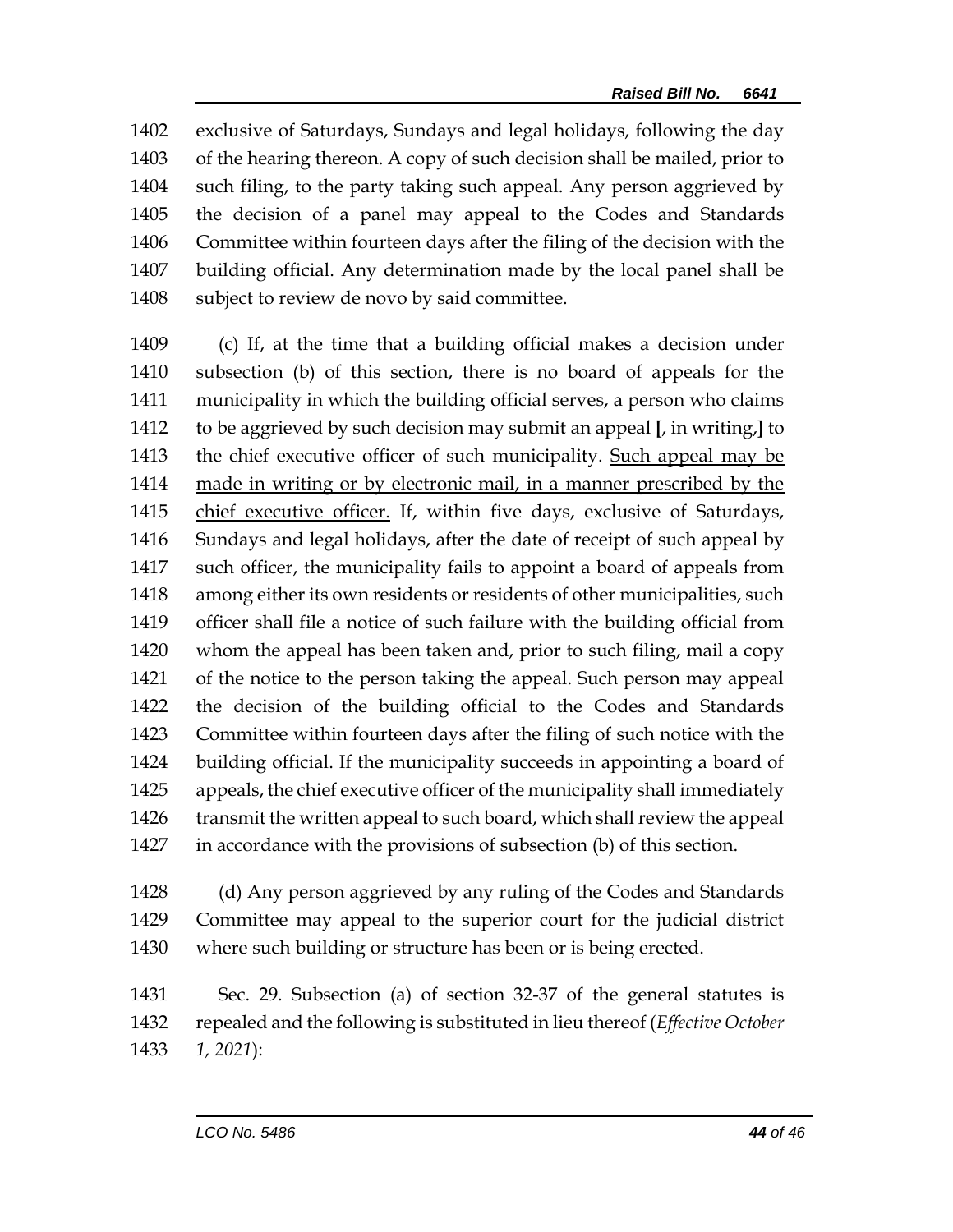exclusive of Saturdays, Sundays and legal holidays, following the day of the hearing thereon. A copy of such decision shall be mailed, prior to such filing, to the party taking such appeal. Any person aggrieved by the decision of a panel may appeal to the Codes and Standards Committee within fourteen days after the filing of the decision with the building official. Any determination made by the local panel shall be subject to review de novo by said committee.

(c) If, at the time that a building official makes a decision under subsection (b) of this section, there is no board of appeals for the municipality in which the building official serves, a person who claims to be aggrieved by such decision may submit an appeal **[**, in writing,**]** to the chief executive officer of such municipality. <u>Such appeal may be made in writing or by electronic mail, in a manner prescribed by the chief executive officer.</u> If, within five days, exclusive of Saturdays, Sundays and legal holidays, after the date of receipt of such appeal by such officer, the municipality fails to appoint a board of appeals from among either its own residents or residents of other municipalities, such officer shall file a notice of such failure with the building official from whom the appeal has been taken and, prior to such filing, mail a copy of the notice to the person taking the appeal. Such person may appeal the decision of the building official to the Codes and Standards Committee within fourteen days after the filing of such notice with the building official. If the municipality succeeds in appointing a board of appeals, the chief executive officer of the municipality shall immediately transmit the written appeal to such board, which shall review the appeal in accordance with the provisions of subsection (b) of this section.

(d) Any person aggrieved by any ruling of the Codes and Standards Committee may appeal to the superior court for the judicial district where such building or structure has been or is being erected.

Sec. 29. Subsection (a) of section 32-37 of the general statutes is repealed and the following is substituted in lieu thereof (*Effective October 1, 2021*):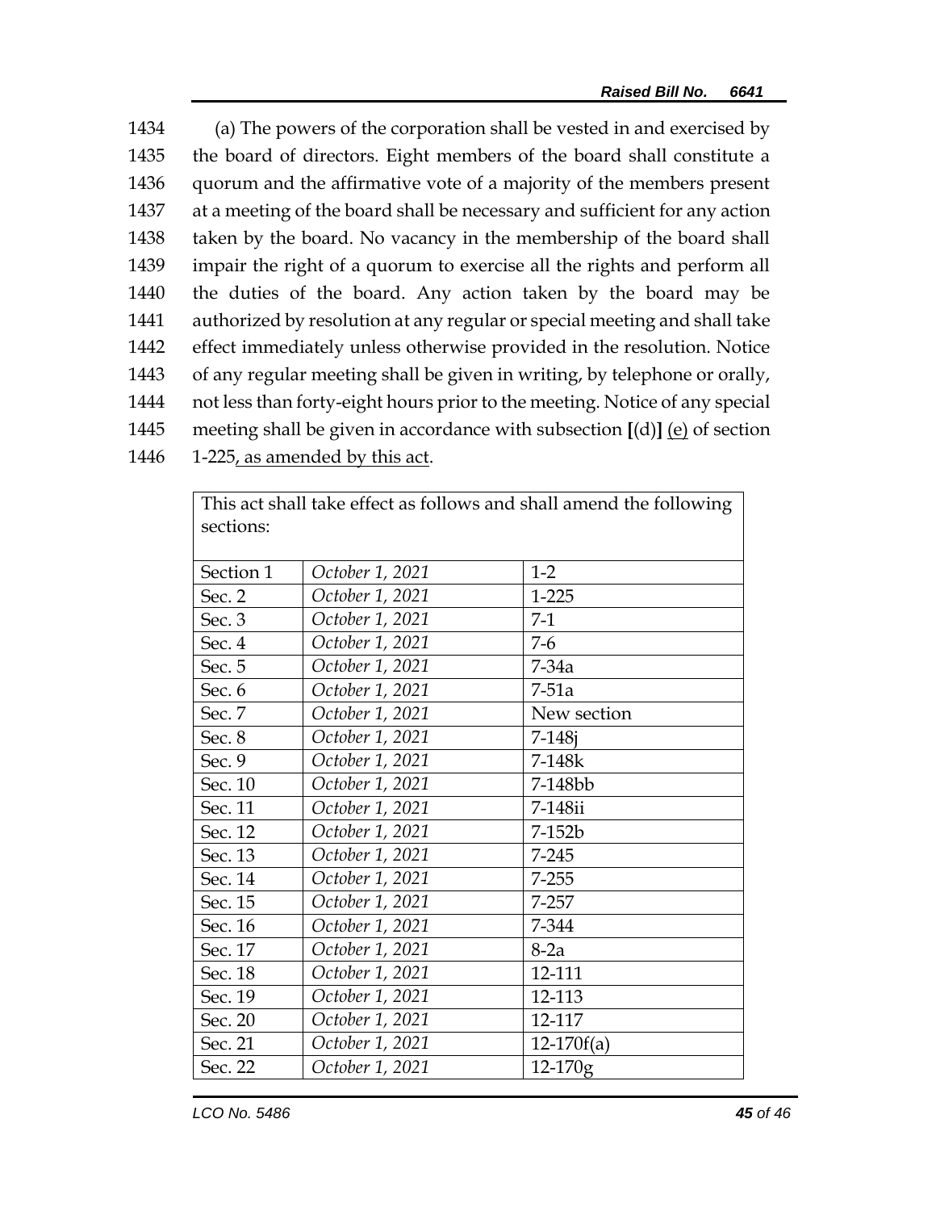1434 (a) The powers of the corporation shall be vested in and exercised by
1435 the board of directors. Eight members of the board shall constitute a
1436 quorum and the affirmative vote of a majority of the members present
1437 at a meeting of the board shall be necessary and sufficient for any action
1438 taken by the board. No vacancy in the membership of the board shall
1439 impair the right of a quorum to exercise all the rights and perform all
1440 the duties of the board. Any action taken by the board may be
1441 authorized by resolution at any regular or special meeting and shall take
1442 effect immediately unless otherwise provided in the resolution. Notice
1443 of any regular meeting shall be given in writing, by telephone or orally,
1444 not less than forty-eight hours prior to the meeting. Notice of any special
1445 meeting shall be given in accordance with subsection **[**(d)**]** <u>(e)</u> of section
1446 1-225<u>, as amended by this act</u>.

| This act shall take effect as follows and shall amend the following sections: | | |
|---|---|---|
| Section 1 | *October 1, 2021* | 1-2 |
| Sec. 2 | *October 1, 2021* | 1-225 |
| Sec. 3 | *October 1, 2021* | 7-1 |
| Sec. 4 | *October 1, 2021* | 7-6 |
| Sec. 5 | *October 1, 2021* | 7-34a |
| Sec. 6 | *October 1, 2021* | 7-51a |
| Sec. 7 | *October 1, 2021* | New section |
| Sec. 8 | *October 1, 2021* | 7-148j |
| Sec. 9 | *October 1, 2021* | 7-148k |
| Sec. 10 | *October 1, 2021* | 7-148bb |
| Sec. 11 | *October 1, 2021* | 7-148ii |
| Sec. 12 | *October 1, 2021* | 7-152b |
| Sec. 13 | *October 1, 2021* | 7-245 |
| Sec. 14 | *October 1, 2021* | 7-255 |
| Sec. 15 | *October 1, 2021* | 7-257 |
| Sec. 16 | *October 1, 2021* | 7-344 |
| Sec. 17 | *October 1, 2021* | 8-2a |
| Sec. 18 | *October 1, 2021* | 12-111 |
| Sec. 19 | *October 1, 2021* | 12-113 |
| Sec. 20 | *October 1, 2021* | 12-117 |
| Sec. 21 | *October 1, 2021* | 12-170f(a) |
| Sec. 22 | *October 1, 2021* | 12-170g |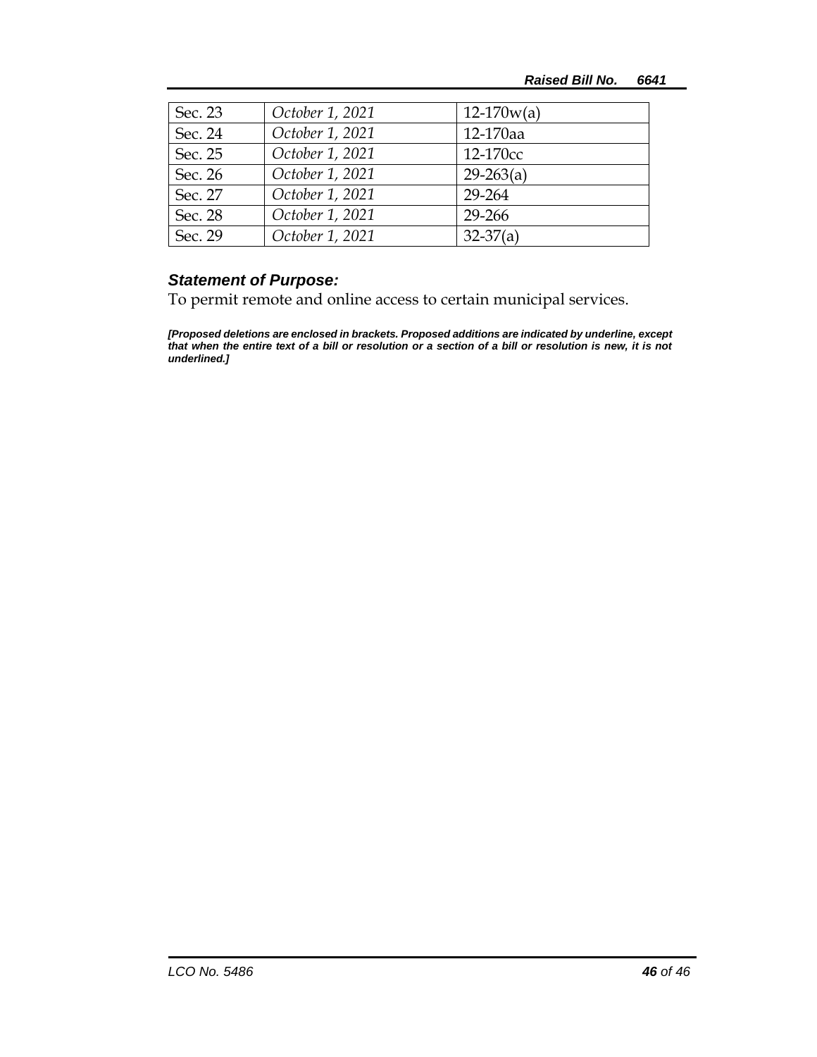| | | |
|---|---|---|
| Sec. 23 | *October 1, 2021* | 12-170w(a) |
| Sec. 24 | *October 1, 2021* | 12-170aa |
| Sec. 25 | *October 1, 2021* | 12-170cc |
| Sec. 26 | *October 1, 2021* | 29-263(a) |
| Sec. 27 | *October 1, 2021* | 29-264 |
| Sec. 28 | *October 1, 2021* | 29-266 |
| Sec. 29 | *October 1, 2021* | 32-37(a) |

### *Statement of Purpose:*

To permit remote and online access to certain municipal services.

***[Proposed deletions are enclosed in brackets. Proposed additions are indicated by underline, except that when the entire text of a bill or resolution or a section of a bill or resolution is new, it is not underlined.]***